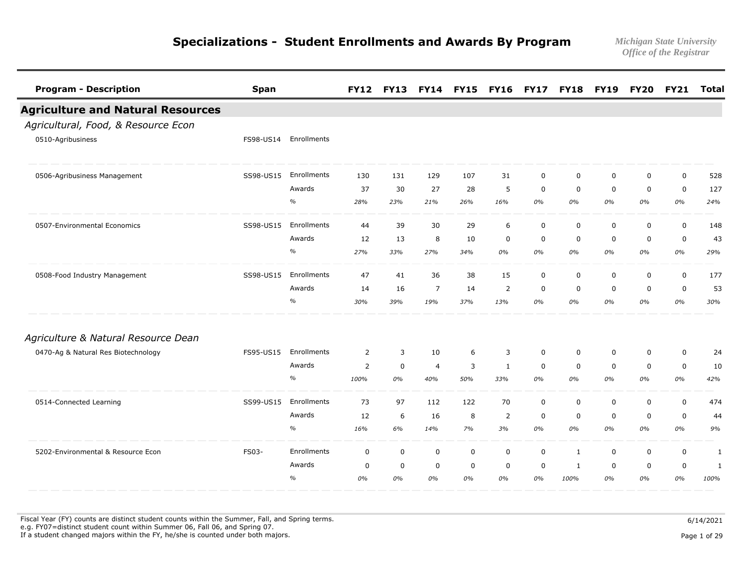# Specializations - Student Enrollments and Awards By Program

*Michigan State University*
*Office of the Registrar*

| Program - Description | Span | | FY12 | FY13 | FY14 | FY15 | FY16 | FY17 | FY18 | FY19 | FY20 | FY21 | Total |
|---|---|---|---|---|---|---|---|---|---|---|---|---|---|
| **Agriculture and Natural Resources** | | | | | | | | | | | | | |
| *Agricultural, Food, & Resource Econ* | | | | | | | | | | | | | |
| 0510-Agribusiness | FS98-US14 | Enrollments | | | | | | | | | | | |
| 0506-Agribusiness Management | SS98-US15 | Enrollments | 130 | 131 | 129 | 107 | 31 | 0 | 0 | 0 | 0 | 0 | 528 |
| | | Awards | 37 | 30 | 27 | 28 | 5 | 0 | 0 | 0 | 0 | 0 | 127 |
| | | % | *28%* | *23%* | *21%* | *26%* | *16%* | *0%* | *0%* | *0%* | *0%* | *0%* | *24%* |
| 0507-Environmental Economics | SS98-US15 | Enrollments | 44 | 39 | 30 | 29 | 6 | 0 | 0 | 0 | 0 | 0 | 148 |
| | | Awards | 12 | 13 | 8 | 10 | 0 | 0 | 0 | 0 | 0 | 0 | 43 |
| | | % | *27%* | *33%* | *27%* | *34%* | *0%* | *0%* | *0%* | *0%* | *0%* | *0%* | *29%* |
| 0508-Food Industry Management | SS98-US15 | Enrollments | 47 | 41 | 36 | 38 | 15 | 0 | 0 | 0 | 0 | 0 | 177 |
| | | Awards | 14 | 16 | 7 | 14 | 2 | 0 | 0 | 0 | 0 | 0 | 53 |
| | | % | *30%* | *39%* | *19%* | *37%* | *13%* | *0%* | *0%* | *0%* | *0%* | *0%* | *30%* |
| *Agriculture & Natural Resource Dean* | | | | | | | | | | | | | |
| 0470-Ag & Natural Res Biotechnology | FS95-US15 | Enrollments | 2 | 3 | 10 | 6 | 3 | 0 | 0 | 0 | 0 | 0 | 24 |
| | | Awards | 2 | 0 | 4 | 3 | 1 | 0 | 0 | 0 | 0 | 0 | 10 |
| | | % | *100%* | *0%* | *40%* | *50%* | *33%* | *0%* | *0%* | *0%* | *0%* | *0%* | *42%* |
| 0514-Connected Learning | SS99-US15 | Enrollments | 73 | 97 | 112 | 122 | 70 | 0 | 0 | 0 | 0 | 0 | 474 |
| | | Awards | 12 | 6 | 16 | 8 | 2 | 0 | 0 | 0 | 0 | 0 | 44 |
| | | % | *16%* | *6%* | *14%* | *7%* | *3%* | *0%* | *0%* | *0%* | *0%* | *0%* | *9%* |
| 5202-Environmental & Resource Econ | FS03- | Enrollments | 0 | 0 | 0 | 0 | 0 | 0 | 1 | 0 | 0 | 0 | 1 |
| | | Awards | 0 | 0 | 0 | 0 | 0 | 0 | 1 | 0 | 0 | 0 | 1 |
| | | % | *0%* | *0%* | *0%* | *0%* | *0%* | *0%* | *100%* | *0%* | *0%* | *0%* | *100%* |

Fiscal Year (FY) counts are distinct student counts within the Summer, Fall, and Spring terms.
e.g. FY07=distinct student count within Summer 06, Fall 06, and Spring 07.
If a student changed majors within the FY, he/she is counted under both majors.

6/14/2021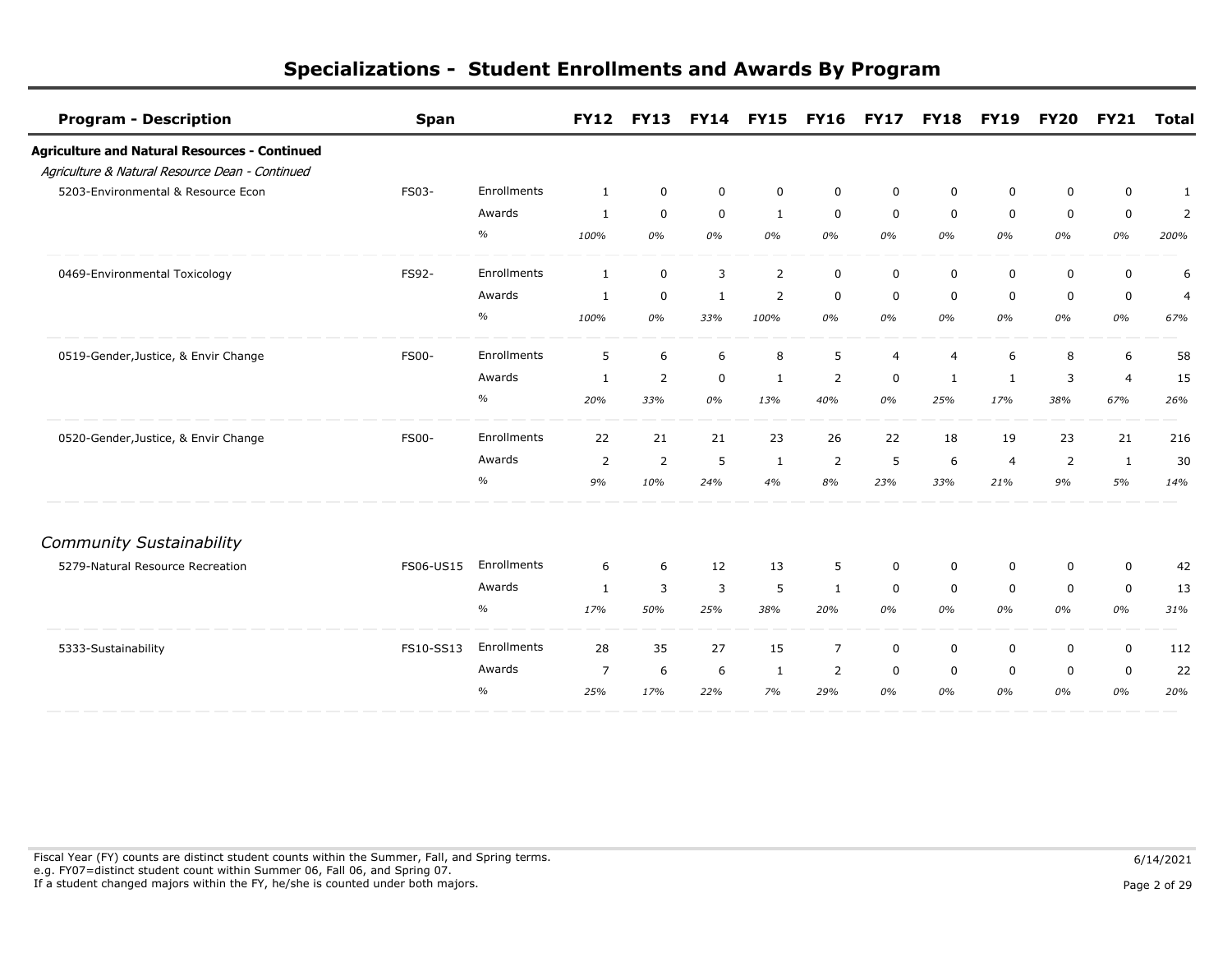# Specializations - Student Enrollments and Awards By Program

| Program - Description | Span | | FY12 | FY13 | FY14 | FY15 | FY16 | FY17 | FY18 | FY19 | FY20 | FY21 | Total |
|---|---|---|---|---|---|---|---|---|---|---|---|---|---|
| **Agriculture and Natural Resources - Continued** | | | | | | | | | | | | | |
| *Agriculture & Natural Resource Dean - Continued* | | | | | | | | | | | | | |
| 5203-Environmental & Resource Econ | FS03- | Enrollments | 1 | 0 | 0 | 0 | 0 | 0 | 0 | 0 | 0 | 0 | 1 |
| | | Awards | 1 | 0 | 0 | 1 | 0 | 0 | 0 | 0 | 0 | 0 | 2 |
| | | % | *100%* | *0%* | *0%* | *0%* | *0%* | *0%* | *0%* | *0%* | *0%* | *0%* | *200%* |
| 0469-Environmental Toxicology | FS92- | Enrollments | 1 | 0 | 3 | 2 | 0 | 0 | 0 | 0 | 0 | 0 | 6 |
| | | Awards | 1 | 0 | 1 | 2 | 0 | 0 | 0 | 0 | 0 | 0 | 4 |
| | | % | *100%* | *0%* | *33%* | *100%* | *0%* | *0%* | *0%* | *0%* | *0%* | *0%* | *67%* |
| 0519-Gender,Justice, & Envir Change | FS00- | Enrollments | 5 | 6 | 6 | 8 | 5 | 4 | 4 | 6 | 8 | 6 | 58 |
| | | Awards | 1 | 2 | 0 | 1 | 2 | 0 | 1 | 1 | 3 | 4 | 15 |
| | | % | *20%* | *33%* | *0%* | *13%* | *40%* | *0%* | *25%* | *17%* | *38%* | *67%* | *26%* |
| 0520-Gender,Justice, & Envir Change | FS00- | Enrollments | 22 | 21 | 21 | 23 | 26 | 22 | 18 | 19 | 23 | 21 | 216 |
| | | Awards | 2 | 2 | 5 | 1 | 2 | 5 | 6 | 4 | 2 | 1 | 30 |
| | | % | *9%* | *10%* | *24%* | *4%* | *8%* | *23%* | *33%* | *21%* | *9%* | *5%* | *14%* |
| *Community Sustainability* | | | | | | | | | | | | | |
| 5279-Natural Resource Recreation | FS06-US15 | Enrollments | 6 | 6 | 12 | 13 | 5 | 0 | 0 | 0 | 0 | 0 | 42 |
| | | Awards | 1 | 3 | 3 | 5 | 1 | 0 | 0 | 0 | 0 | 0 | 13 |
| | | % | *17%* | *50%* | *25%* | *38%* | *20%* | *0%* | *0%* | *0%* | *0%* | *0%* | *31%* |
| 5333-Sustainability | FS10-SS13 | Enrollments | 28 | 35 | 27 | 15 | 7 | 0 | 0 | 0 | 0 | 0 | 112 |
| | | Awards | 7 | 6 | 6 | 1 | 2 | 0 | 0 | 0 | 0 | 0 | 22 |
| | | % | *25%* | *17%* | *22%* | *7%* | *29%* | *0%* | *0%* | *0%* | *0%* | *0%* | *20%* |

Fiscal Year (FY) counts are distinct student counts within the Summer, Fall, and Spring terms.
e.g. FY07=distinct student count within Summer 06, Fall 06, and Spring 07.
If a student changed majors within the FY, he/she is counted under both majors.

6/14/2021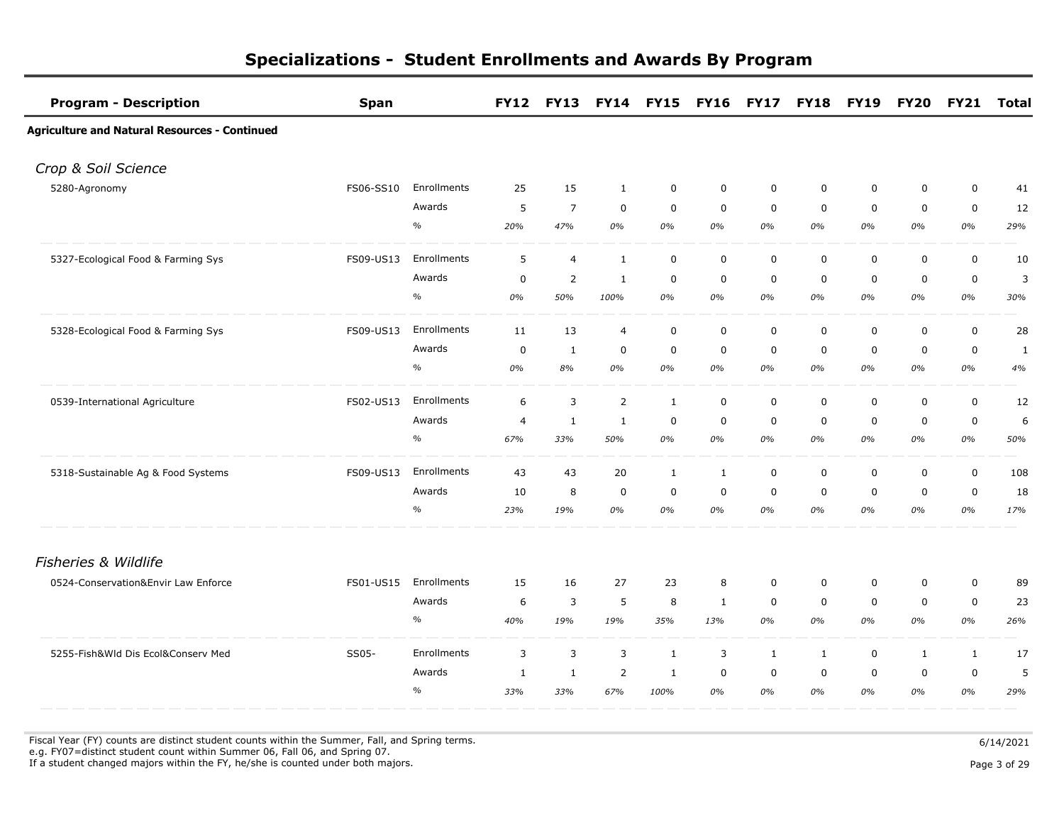# Specializations - Student Enrollments and Awards By Program

| Program - Description | Span | | FY12 | FY13 | FY14 | FY15 | FY16 | FY17 | FY18 | FY19 | FY20 | FY21 | Total |
|---|---|---|---|---|---|---|---|---|---|---|---|---|---|
| **Agriculture and Natural Resources - Continued** | | | | | | | | | | | | | |
| *Crop & Soil Science* | | | | | | | | | | | | | |
| 5280-Agronomy | FS06-SS10 | Enrollments | 25 | 15 | 1 | 0 | 0 | 0 | 0 | 0 | 0 | 0 | 41 |
| | | Awards | 5 | 7 | 0 | 0 | 0 | 0 | 0 | 0 | 0 | 0 | 12 |
| | | % | *20%* | *47%* | *0%* | *0%* | *0%* | *0%* | *0%* | *0%* | *0%* | *0%* | *29%* |
| 5327-Ecological Food & Farming Sys | FS09-US13 | Enrollments | 5 | 4 | 1 | 0 | 0 | 0 | 0 | 0 | 0 | 0 | 10 |
| | | Awards | 0 | 2 | 1 | 0 | 0 | 0 | 0 | 0 | 0 | 0 | 3 |
| | | % | *0%* | *50%* | *100%* | *0%* | *0%* | *0%* | *0%* | *0%* | *0%* | *0%* | *30%* |
| 5328-Ecological Food & Farming Sys | FS09-US13 | Enrollments | 11 | 13 | 4 | 0 | 0 | 0 | 0 | 0 | 0 | 0 | 28 |
| | | Awards | 0 | 1 | 0 | 0 | 0 | 0 | 0 | 0 | 0 | 0 | 1 |
| | | % | *0%* | *8%* | *0%* | *0%* | *0%* | *0%* | *0%* | *0%* | *0%* | *0%* | *4%* |
| 0539-International Agriculture | FS02-US13 | Enrollments | 6 | 3 | 2 | 1 | 0 | 0 | 0 | 0 | 0 | 0 | 12 |
| | | Awards | 4 | 1 | 1 | 0 | 0 | 0 | 0 | 0 | 0 | 0 | 6 |
| | | % | *67%* | *33%* | *50%* | *0%* | *0%* | *0%* | *0%* | *0%* | *0%* | *0%* | *50%* |
| 5318-Sustainable Ag & Food Systems | FS09-US13 | Enrollments | 43 | 43 | 20 | 1 | 1 | 0 | 0 | 0 | 0 | 0 | 108 |
| | | Awards | 10 | 8 | 0 | 0 | 0 | 0 | 0 | 0 | 0 | 0 | 18 |
| | | % | *23%* | *19%* | *0%* | *0%* | *0%* | *0%* | *0%* | *0%* | *0%* | *0%* | *17%* |
| *Fisheries & Wildlife* | | | | | | | | | | | | | |
| 0524-Conservation&Envir Law Enforce | FS01-US15 | Enrollments | 15 | 16 | 27 | 23 | 8 | 0 | 0 | 0 | 0 | 0 | 89 |
| | | Awards | 6 | 3 | 5 | 8 | 1 | 0 | 0 | 0 | 0 | 0 | 23 |
| | | % | *40%* | *19%* | *19%* | *35%* | *13%* | *0%* | *0%* | *0%* | *0%* | *0%* | *26%* |
| 5255-Fish&Wld Dis Ecol&Conserv Med | SS05- | Enrollments | 3 | 3 | 3 | 1 | 3 | 1 | 1 | 0 | 1 | 1 | 17 |
| | | Awards | 1 | 1 | 2 | 1 | 0 | 0 | 0 | 0 | 0 | 0 | 5 |
| | | % | *33%* | *33%* | *67%* | *100%* | *0%* | *0%* | *0%* | *0%* | *0%* | *0%* | *29%* |

Fiscal Year (FY) counts are distinct student counts within the Summer, Fall, and Spring terms.
e.g. FY07=distinct student count within Summer 06, Fall 06, and Spring 07.
If a student changed majors within the FY, he/she is counted under both majors.

6/14/2021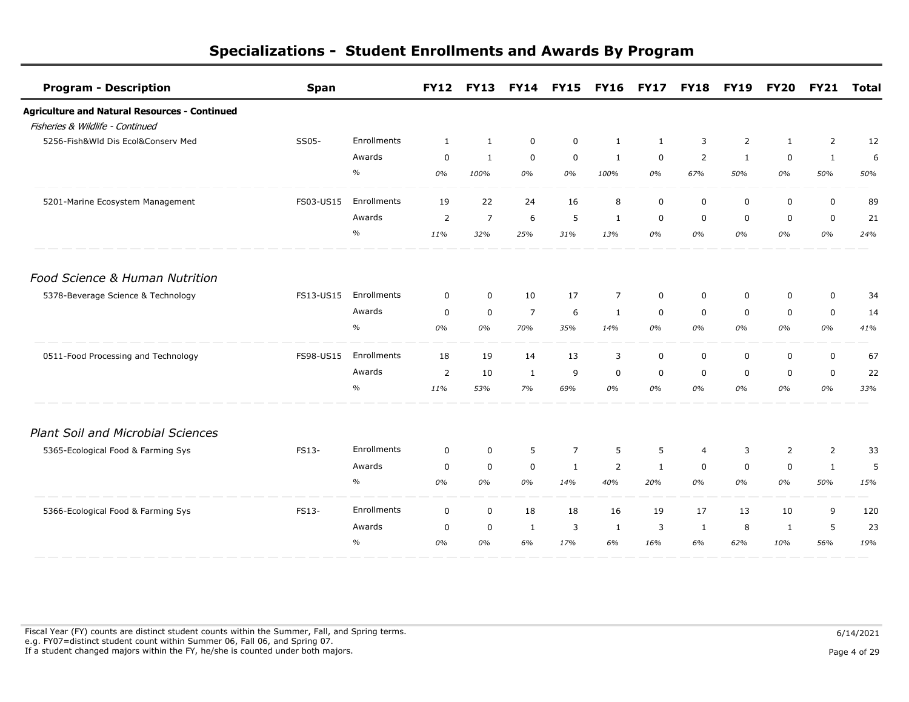# Specializations - Student Enrollments and Awards By Program

| Program - Description | Span | | FY12 | FY13 | FY14 | FY15 | FY16 | FY17 | FY18 | FY19 | FY20 | FY21 | Total |
|---|---|---|---|---|---|---|---|---|---|---|---|---|---|
| **Agriculture and Natural Resources - Continued** | | | | | | | | | | | | | |
| *Fisheries & Wildlife - Continued* | | | | | | | | | | | | | |
| 5256-Fish&Wld Dis Ecol&Conserv Med | SS05- | Enrollments | 1 | 1 | 0 | 0 | 1 | 1 | 3 | 2 | 1 | 2 | 12 |
| | | Awards | 0 | 1 | 0 | 0 | 1 | 0 | 2 | 1 | 0 | 1 | 6 |
| | | % | *0%* | *100%* | *0%* | *0%* | *100%* | *0%* | *67%* | *50%* | *0%* | *50%* | *50%* |
| 5201-Marine Ecosystem Management | FS03-US15 | Enrollments | 19 | 22 | 24 | 16 | 8 | 0 | 0 | 0 | 0 | 0 | 89 |
| | | Awards | 2 | 7 | 6 | 5 | 1 | 0 | 0 | 0 | 0 | 0 | 21 |
| | | % | *11%* | *32%* | *25%* | *31%* | *13%* | *0%* | *0%* | *0%* | *0%* | *0%* | *24%* |
| *Food Science & Human Nutrition* | | | | | | | | | | | | | |
| 5378-Beverage Science & Technology | FS13-US15 | Enrollments | 0 | 0 | 10 | 17 | 7 | 0 | 0 | 0 | 0 | 0 | 34 |
| | | Awards | 0 | 0 | 7 | 6 | 1 | 0 | 0 | 0 | 0 | 0 | 14 |
| | | % | *0%* | *0%* | *70%* | *35%* | *14%* | *0%* | *0%* | *0%* | *0%* | *0%* | *41%* |
| 0511-Food Processing and Technology | FS98-US15 | Enrollments | 18 | 19 | 14 | 13 | 3 | 0 | 0 | 0 | 0 | 0 | 67 |
| | | Awards | 2 | 10 | 1 | 9 | 0 | 0 | 0 | 0 | 0 | 0 | 22 |
| | | % | *11%* | *53%* | *7%* | *69%* | *0%* | *0%* | *0%* | *0%* | *0%* | *0%* | *33%* |
| *Plant Soil and Microbial Sciences* | | | | | | | | | | | | | |
| 5365-Ecological Food & Farming Sys | FS13- | Enrollments | 0 | 0 | 5 | 7 | 5 | 5 | 4 | 3 | 2 | 2 | 33 |
| | | Awards | 0 | 0 | 0 | 1 | 2 | 1 | 0 | 0 | 0 | 1 | 5 |
| | | % | *0%* | *0%* | *0%* | *14%* | *40%* | *20%* | *0%* | *0%* | *0%* | *50%* | *15%* |
| 5366-Ecological Food & Farming Sys | FS13- | Enrollments | 0 | 0 | 18 | 18 | 16 | 19 | 17 | 13 | 10 | 9 | 120 |
| | | Awards | 0 | 0 | 1 | 3 | 1 | 3 | 1 | 8 | 1 | 5 | 23 |
| | | % | *0%* | *0%* | *6%* | *17%* | *6%* | *16%* | *6%* | *62%* | *10%* | *56%* | *19%* |

Fiscal Year (FY) counts are distinct student counts within the Summer, Fall, and Spring terms.
e.g. FY07=distinct student count within Summer 06, Fall 06, and Spring 07.
If a student changed majors within the FY, he/she is counted under both majors.

6/14/2021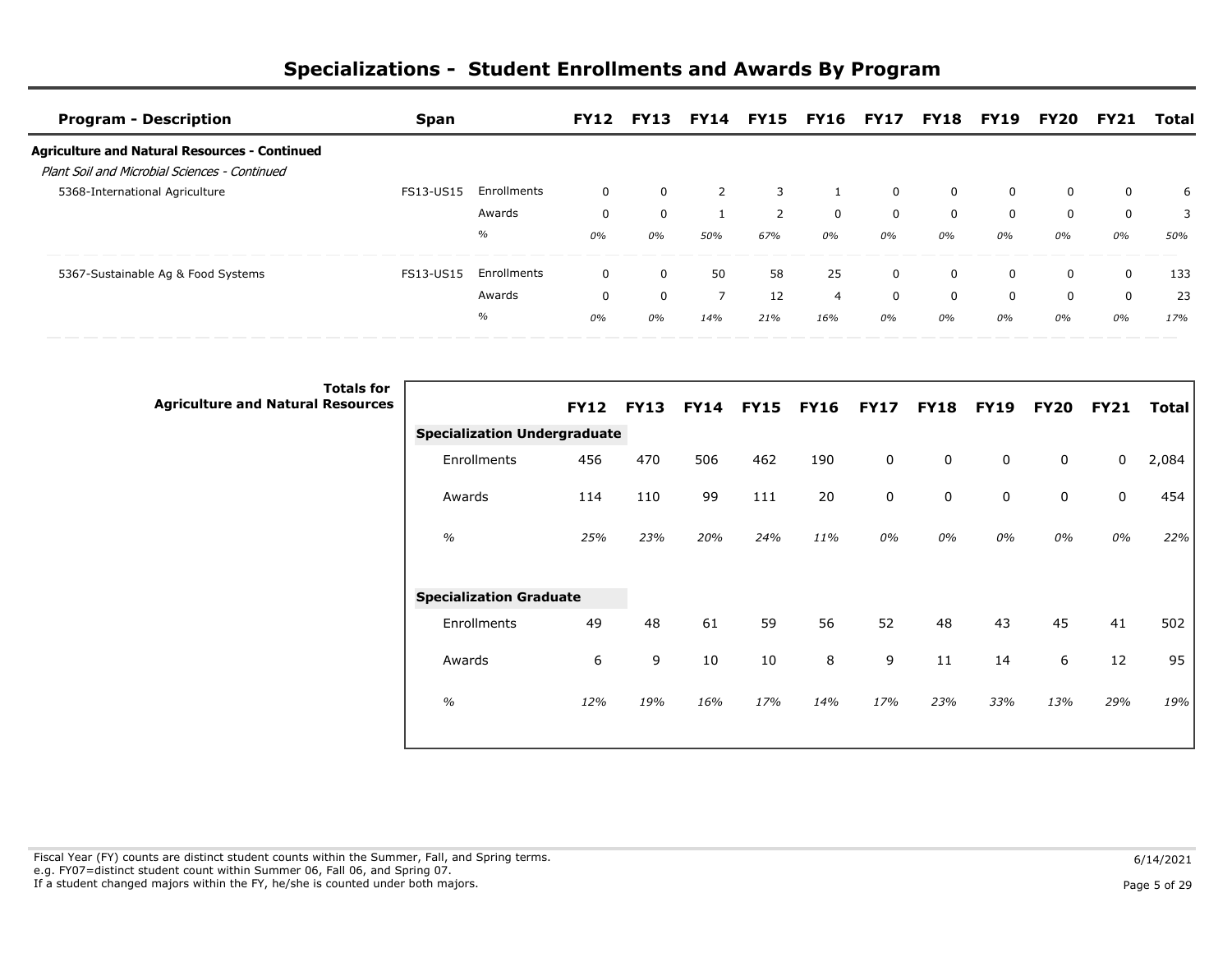# Specializations - Student Enrollments and Awards By Program

| Program - Description | Span | | FY12 | FY13 | FY14 | FY15 | FY16 | FY17 | FY18 | FY19 | FY20 | FY21 | Total |
|---|---|---|---|---|---|---|---|---|---|---|---|---|---|
| **Agriculture and Natural Resources - Continued** | | | | | | | | | | | | | |
| *Plant Soil and Microbial Sciences - Continued* | | | | | | | | | | | | | |
| 5368-International Agriculture | FS13-US15 | Enrollments | 0 | 0 | 2 | 3 | 1 | 0 | 0 | 0 | 0 | 0 | 6 |
| | | Awards | 0 | 0 | 1 | 2 | 0 | 0 | 0 | 0 | 0 | 0 | 3 |
| | | % | *0%* | *0%* | *50%* | *67%* | *0%* | *0%* | *0%* | *0%* | *0%* | *0%* | *50%* |
| 5367-Sustainable Ag & Food Systems | FS13-US15 | Enrollments | 0 | 0 | 50 | 58 | 25 | 0 | 0 | 0 | 0 | 0 | 133 |
| | | Awards | 0 | 0 | 7 | 12 | 4 | 0 | 0 | 0 | 0 | 0 | 23 |
| | | % | *0%* | *0%* | *14%* | *21%* | *16%* | *0%* | *0%* | *0%* | *0%* | *0%* | *17%* |

**Totals for Agriculture and Natural Resources**

| | FY12 | FY13 | FY14 | FY15 | FY16 | FY17 | FY18 | FY19 | FY20 | FY21 | Total |
|---|---|---|---|---|---|---|---|---|---|---|---|
| **Specialization Undergraduate** | | | | | | | | | | | |
| Enrollments | 456 | 470 | 506 | 462 | 190 | 0 | 0 | 0 | 0 | 0 | 2,084 |
| Awards | 114 | 110 | 99 | 111 | 20 | 0 | 0 | 0 | 0 | 0 | 454 |
| *%* | *25%* | *23%* | *20%* | *24%* | *11%* | *0%* | *0%* | *0%* | *0%* | *0%* | *22%* |
| **Specialization Graduate** | | | | | | | | | | | |
| Enrollments | 49 | 48 | 61 | 59 | 56 | 52 | 48 | 43 | 45 | 41 | 502 |
| Awards | 6 | 9 | 10 | 10 | 8 | 9 | 11 | 14 | 6 | 12 | 95 |
| *%* | *12%* | *19%* | *16%* | *17%* | *14%* | *17%* | *23%* | *33%* | *13%* | *29%* | *19%* |

Fiscal Year (FY) counts are distinct student counts within the Summer, Fall, and Spring terms.
e.g. FY07=distinct student count within Summer 06, Fall 06, and Spring 07.
If a student changed majors within the FY, he/she is counted under both majors.

6/14/2021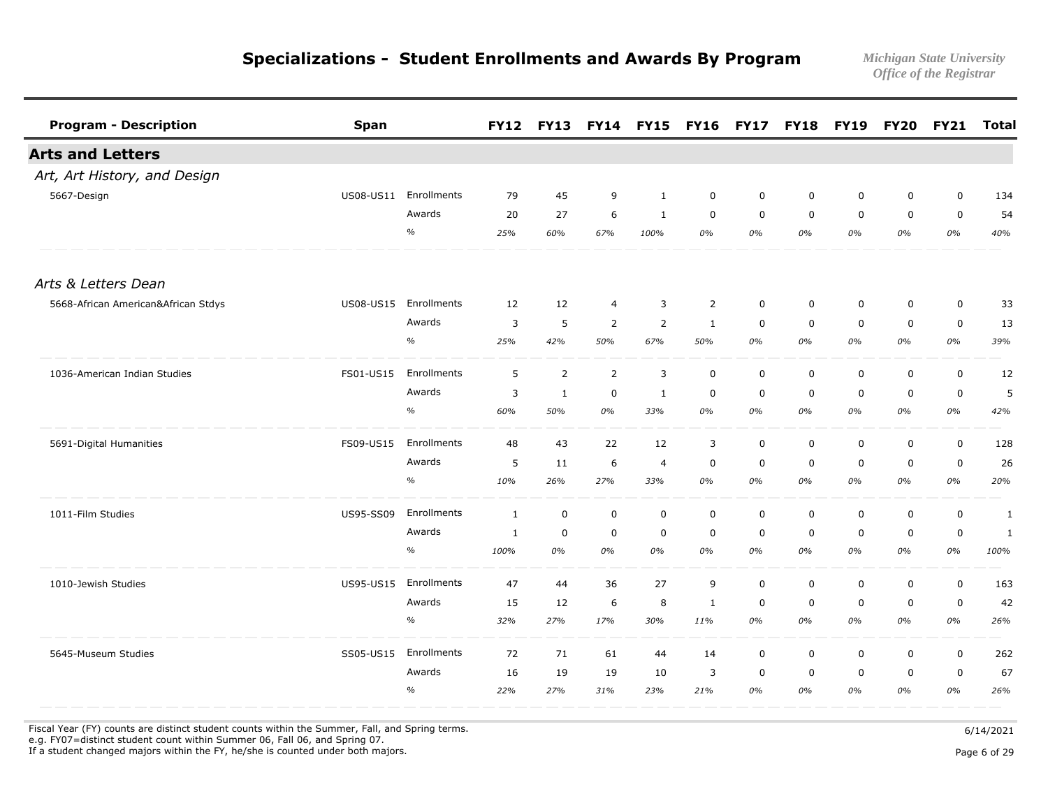# Specializations - Student Enrollments and Awards By Program

*Michigan State University*
*Office of the Registrar*

| Program - Description | Span | | FY12 | FY13 | FY14 | FY15 | FY16 | FY17 | FY18 | FY19 | FY20 | FY21 | Total |
|---|---|---|---|---|---|---|---|---|---|---|---|---|---|
| **Arts and Letters** | | | | | | | | | | | | | |
| *Art, Art History, and Design* | | | | | | | | | | | | | |
| 5667-Design | US08-US11 | Enrollments | 79 | 45 | 9 | 1 | 0 | 0 | 0 | 0 | 0 | 0 | 134 |
| | | Awards | 20 | 27 | 6 | 1 | 0 | 0 | 0 | 0 | 0 | 0 | 54 |
| | | % | *25%* | *60%* | *67%* | *100%* | *0%* | *0%* | *0%* | *0%* | *0%* | *0%* | *40%* |
| *Arts & Letters Dean* | | | | | | | | | | | | | |
| 5668-African American&African Stdys | US08-US15 | Enrollments | 12 | 12 | 4 | 3 | 2 | 0 | 0 | 0 | 0 | 0 | 33 |
| | | Awards | 3 | 5 | 2 | 2 | 1 | 0 | 0 | 0 | 0 | 0 | 13 |
| | | % | *25%* | *42%* | *50%* | *67%* | *50%* | *0%* | *0%* | *0%* | *0%* | *0%* | *39%* |
| 1036-American Indian Studies | FS01-US15 | Enrollments | 5 | 2 | 2 | 3 | 0 | 0 | 0 | 0 | 0 | 0 | 12 |
| | | Awards | 3 | 1 | 0 | 1 | 0 | 0 | 0 | 0 | 0 | 0 | 5 |
| | | % | *60%* | *50%* | *0%* | *33%* | *0%* | *0%* | *0%* | *0%* | *0%* | *0%* | *42%* |
| 5691-Digital Humanities | FS09-US15 | Enrollments | 48 | 43 | 22 | 12 | 3 | 0 | 0 | 0 | 0 | 0 | 128 |
| | | Awards | 5 | 11 | 6 | 4 | 0 | 0 | 0 | 0 | 0 | 0 | 26 |
| | | % | *10%* | *26%* | *27%* | *33%* | *0%* | *0%* | *0%* | *0%* | *0%* | *0%* | *20%* |
| 1011-Film Studies | US95-SS09 | Enrollments | 1 | 0 | 0 | 0 | 0 | 0 | 0 | 0 | 0 | 0 | 1 |
| | | Awards | 1 | 0 | 0 | 0 | 0 | 0 | 0 | 0 | 0 | 0 | 1 |
| | | % | *100%* | *0%* | *0%* | *0%* | *0%* | *0%* | *0%* | *0%* | *0%* | *0%* | *100%* |
| 1010-Jewish Studies | US95-US15 | Enrollments | 47 | 44 | 36 | 27 | 9 | 0 | 0 | 0 | 0 | 0 | 163 |
| | | Awards | 15 | 12 | 6 | 8 | 1 | 0 | 0 | 0 | 0 | 0 | 42 |
| | | % | *32%* | *27%* | *17%* | *30%* | *11%* | *0%* | *0%* | *0%* | *0%* | *0%* | *26%* |
| 5645-Museum Studies | SS05-US15 | Enrollments | 72 | 71 | 61 | 44 | 14 | 0 | 0 | 0 | 0 | 0 | 262 |
| | | Awards | 16 | 19 | 19 | 10 | 3 | 0 | 0 | 0 | 0 | 0 | 67 |
| | | % | *22%* | *27%* | *31%* | *23%* | *21%* | *0%* | *0%* | *0%* | *0%* | *0%* | *26%* |

Fiscal Year (FY) counts are distinct student counts within the Summer, Fall, and Spring terms.
e.g. FY07=distinct student count within Summer 06, Fall 06, and Spring 07.
If a student changed majors within the FY, he/she is counted under both majors.

6/14/2021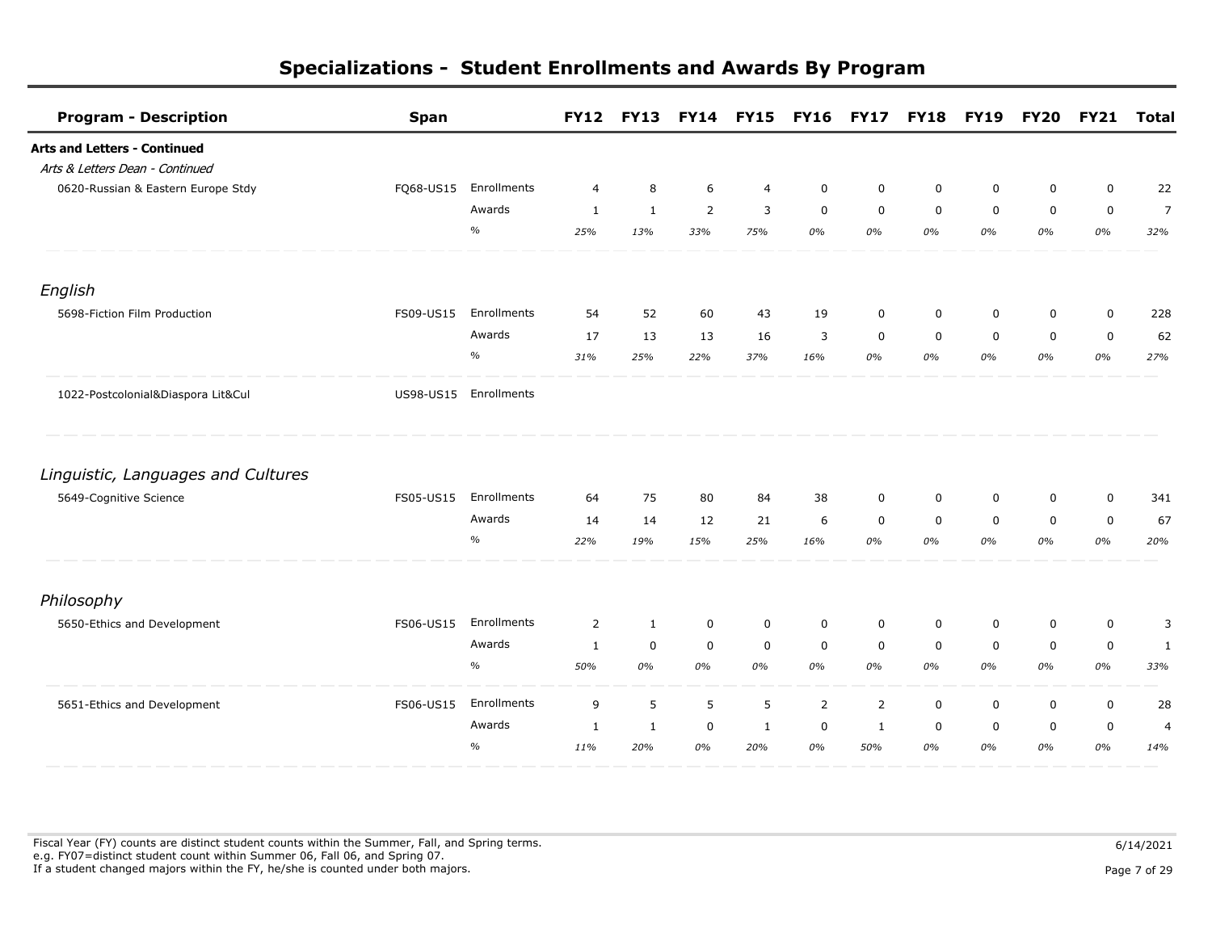# Specializations - Student Enrollments and Awards By Program

| Program - Description | Span | | FY12 | FY13 | FY14 | FY15 | FY16 | FY17 | FY18 | FY19 | FY20 | FY21 | Total |
|---|---|---|---|---|---|---|---|---|---|---|---|---|---|
| **Arts and Letters - Continued** | | | | | | | | | | | | | |
| *Arts & Letters Dean - Continued* | | | | | | | | | | | | | |
| 0620-Russian & Eastern Europe Stdy | FQ68-US15 | Enrollments | 4 | 8 | 6 | 4 | 0 | 0 | 0 | 0 | 0 | 0 | 22 |
| | | Awards | 1 | 1 | 2 | 3 | 0 | 0 | 0 | 0 | 0 | 0 | 7 |
| | | % | *25%* | *13%* | *33%* | *75%* | *0%* | *0%* | *0%* | *0%* | *0%* | *0%* | *32%* |
| *English* | | | | | | | | | | | | | |
| 5698-Fiction Film Production | FS09-US15 | Enrollments | 54 | 52 | 60 | 43 | 19 | 0 | 0 | 0 | 0 | 0 | 228 |
| | | Awards | 17 | 13 | 13 | 16 | 3 | 0 | 0 | 0 | 0 | 0 | 62 |
| | | % | *31%* | *25%* | *22%* | *37%* | *16%* | *0%* | *0%* | *0%* | *0%* | *0%* | *27%* |
| 1022-Postcolonial&Diaspora Lit&Cul | US98-US15 | Enrollments | | | | | | | | | | | |
| *Linguistic, Languages and Cultures* | | | | | | | | | | | | | |
| 5649-Cognitive Science | FS05-US15 | Enrollments | 64 | 75 | 80 | 84 | 38 | 0 | 0 | 0 | 0 | 0 | 341 |
| | | Awards | 14 | 14 | 12 | 21 | 6 | 0 | 0 | 0 | 0 | 0 | 67 |
| | | % | *22%* | *19%* | *15%* | *25%* | *16%* | *0%* | *0%* | *0%* | *0%* | *0%* | *20%* |
| *Philosophy* | | | | | | | | | | | | | |
| 5650-Ethics and Development | FS06-US15 | Enrollments | 2 | 1 | 0 | 0 | 0 | 0 | 0 | 0 | 0 | 0 | 3 |
| | | Awards | 1 | 0 | 0 | 0 | 0 | 0 | 0 | 0 | 0 | 0 | 1 |
| | | % | *50%* | *0%* | *0%* | *0%* | *0%* | *0%* | *0%* | *0%* | *0%* | *0%* | *33%* |
| 5651-Ethics and Development | FS06-US15 | Enrollments | 9 | 5 | 5 | 5 | 2 | 2 | 0 | 0 | 0 | 0 | 28 |
| | | Awards | 1 | 1 | 0 | 1 | 0 | 1 | 0 | 0 | 0 | 0 | 4 |
| | | % | *11%* | *20%* | *0%* | *20%* | *0%* | *50%* | *0%* | *0%* | *0%* | *0%* | *14%* |

Fiscal Year (FY) counts are distinct student counts within the Summer, Fall, and Spring terms.
e.g. FY07=distinct student count within Summer 06, Fall 06, and Spring 07.
If a student changed majors within the FY, he/she is counted under both majors.

6/14/2021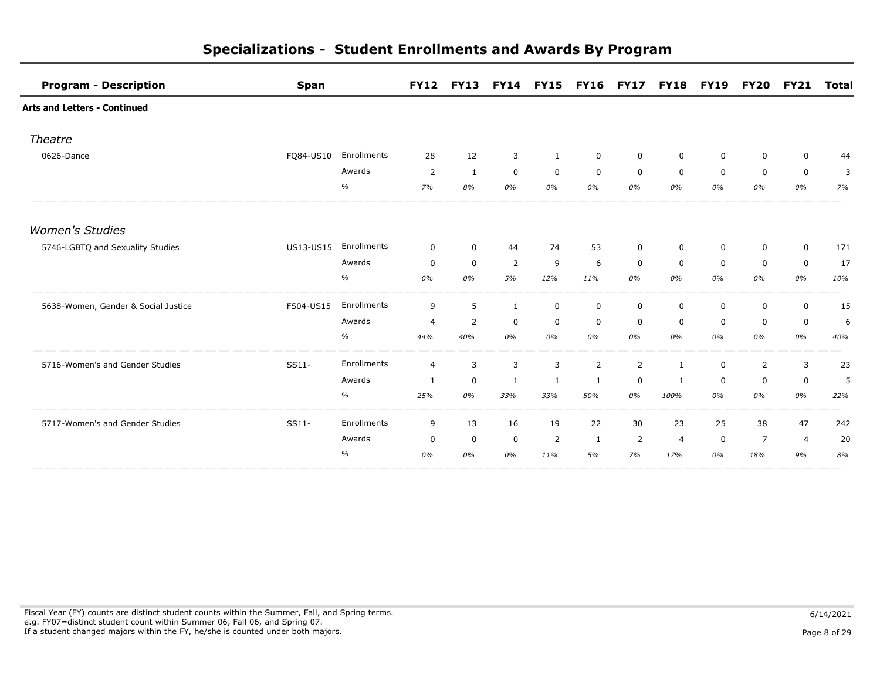# Specializations - Student Enrollments and Awards By Program

| Program - Description | Span | | FY12 | FY13 | FY14 | FY15 | FY16 | FY17 | FY18 | FY19 | FY20 | FY21 | Total |
|---|---|---|---|---|---|---|---|---|---|---|---|---|---|
| **Arts and Letters - Continued** | | | | | | | | | | | | | |
| *Theatre* | | | | | | | | | | | | | |
| 0626-Dance | FQ84-US10 | Enrollments | 28 | 12 | 3 | 1 | 0 | 0 | 0 | 0 | 0 | 0 | 44 |
| | | Awards | 2 | 1 | 0 | 0 | 0 | 0 | 0 | 0 | 0 | 0 | 3 |
| | | % | *7%* | *8%* | *0%* | *0%* | *0%* | *0%* | *0%* | *0%* | *0%* | *0%* | *7%* |
| *Women's Studies* | | | | | | | | | | | | | |
| 5746-LGBTQ and Sexuality Studies | US13-US15 | Enrollments | 0 | 0 | 44 | 74 | 53 | 0 | 0 | 0 | 0 | 0 | 171 |
| | | Awards | 0 | 0 | 2 | 9 | 6 | 0 | 0 | 0 | 0 | 0 | 17 |
| | | % | *0%* | *0%* | *5%* | *12%* | *11%* | *0%* | *0%* | *0%* | *0%* | *0%* | *10%* |
| 5638-Women, Gender & Social Justice | FS04-US15 | Enrollments | 9 | 5 | 1 | 0 | 0 | 0 | 0 | 0 | 0 | 0 | 15 |
| | | Awards | 4 | 2 | 0 | 0 | 0 | 0 | 0 | 0 | 0 | 0 | 6 |
| | | % | *44%* | *40%* | *0%* | *0%* | *0%* | *0%* | *0%* | *0%* | *0%* | *0%* | *40%* |
| 5716-Women's and Gender Studies | SS11- | Enrollments | 4 | 3 | 3 | 3 | 2 | 2 | 1 | 0 | 2 | 3 | 23 |
| | | Awards | 1 | 0 | 1 | 1 | 1 | 0 | 1 | 0 | 0 | 0 | 5 |
| | | % | *25%* | *0%* | *33%* | *33%* | *50%* | *0%* | *100%* | *0%* | *0%* | *0%* | *22%* |
| 5717-Women's and Gender Studies | SS11- | Enrollments | 9 | 13 | 16 | 19 | 22 | 30 | 23 | 25 | 38 | 47 | 242 |
| | | Awards | 0 | 0 | 0 | 2 | 1 | 2 | 4 | 0 | 7 | 4 | 20 |
| | | % | *0%* | *0%* | *0%* | *11%* | *5%* | *7%* | *17%* | *0%* | *18%* | *9%* | *8%* |

Fiscal Year (FY) counts are distinct student counts within the Summer, Fall, and Spring terms.
e.g. FY07=distinct student count within Summer 06, Fall 06, and Spring 07.
If a student changed majors within the FY, he/she is counted under both majors.

6/14/2021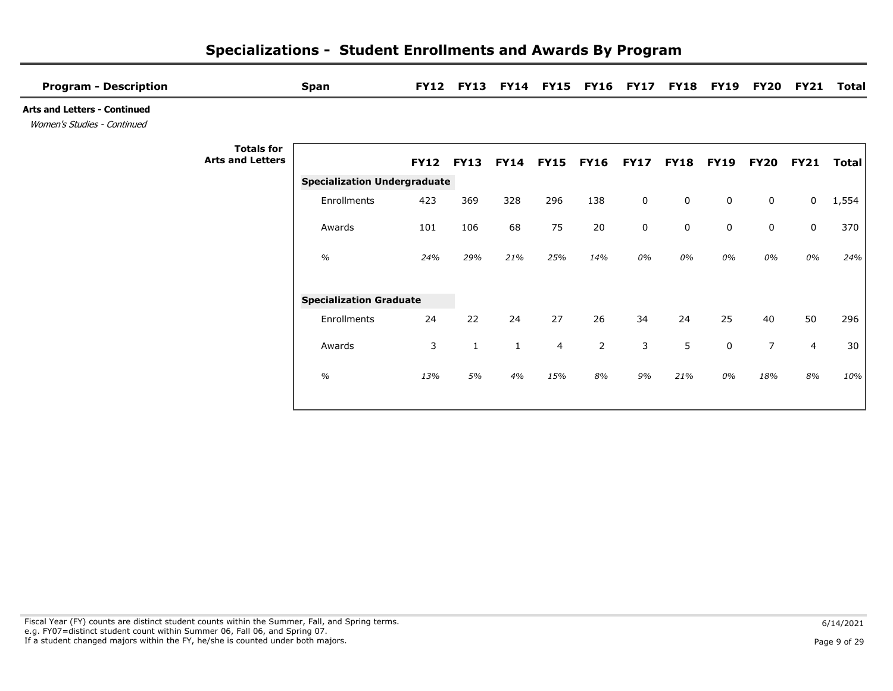# Specializations - Student Enrollments and Awards By Program

| Program - Description | Span | FY12 | FY13 | FY14 | FY15 | FY16 | FY17 | FY18 | FY19 | FY20 | FY21 | Total |
|---|---|---|---|---|---|---|---|---|---|---|---|---|

**Arts and Letters - Continued**

*Women's Studies - Continued*

**Totals for Arts and Letters**

| | FY12 | FY13 | FY14 | FY15 | FY16 | FY17 | FY18 | FY19 | FY20 | FY21 | Total |
|---|---|---|---|---|---|---|---|---|---|---|---|
| **Specialization Undergraduate** | | | | | | | | | | | |
| Enrollments | 423 | 369 | 328 | 296 | 138 | 0 | 0 | 0 | 0 | 0 | 1,554 |
| Awards | 101 | 106 | 68 | 75 | 20 | 0 | 0 | 0 | 0 | 0 | 370 |
| *%* | *24%* | *29%* | *21%* | *25%* | *14%* | *0%* | *0%* | *0%* | *0%* | *0%* | *24%* |
| **Specialization Graduate** | | | | | | | | | | | |
| Enrollments | 24 | 22 | 24 | 27 | 26 | 34 | 24 | 25 | 40 | 50 | 296 |
| Awards | 3 | 1 | 1 | 4 | 2 | 3 | 5 | 0 | 7 | 4 | 30 |
| *%* | *13%* | *5%* | *4%* | *15%* | *8%* | *9%* | *21%* | *0%* | *18%* | *8%* | *10%* |

Fiscal Year (FY) counts are distinct student counts within the Summer, Fall, and Spring terms.
e.g. FY07=distinct student count within Summer 06, Fall 06, and Spring 07.
If a student changed majors within the FY, he/she is counted under both majors.

6/14/2021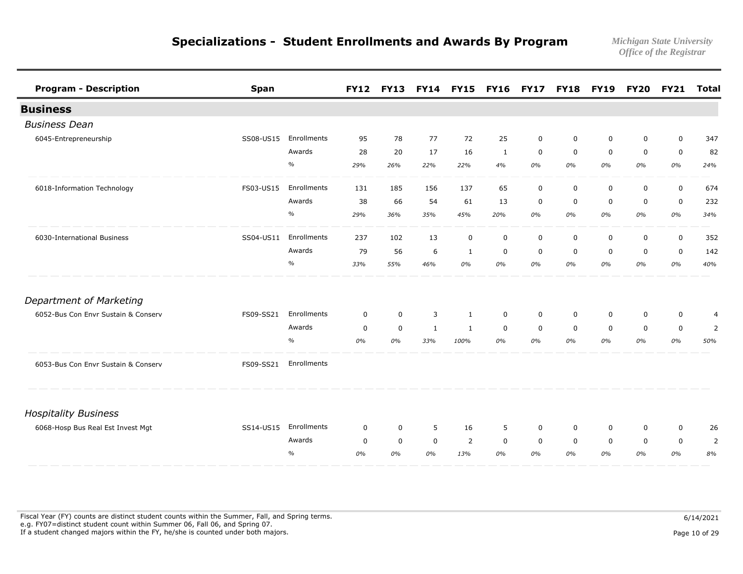# Specializations - Student Enrollments and Awards By Program

*Michigan State University*
*Office of the Registrar*

| Program - Description | Span | | FY12 | FY13 | FY14 | FY15 | FY16 | FY17 | FY18 | FY19 | FY20 | FY21 | Total |
|---|---|---|---|---|---|---|---|---|---|---|---|---|---|
| **Business** | | | | | | | | | | | | | |
| *Business Dean* | | | | | | | | | | | | | |
| 6045-Entrepreneurship | SS08-US15 | Enrollments | 95 | 78 | 77 | 72 | 25 | 0 | 0 | 0 | 0 | 0 | 347 |
| | | Awards | 28 | 20 | 17 | 16 | 1 | 0 | 0 | 0 | 0 | 0 | 82 |
| | | % | *29%* | *26%* | *22%* | *22%* | *4%* | *0%* | *0%* | *0%* | *0%* | *0%* | *24%* |
| 6018-Information Technology | FS03-US15 | Enrollments | 131 | 185 | 156 | 137 | 65 | 0 | 0 | 0 | 0 | 0 | 674 |
| | | Awards | 38 | 66 | 54 | 61 | 13 | 0 | 0 | 0 | 0 | 0 | 232 |
| | | % | *29%* | *36%* | *35%* | *45%* | *20%* | *0%* | *0%* | *0%* | *0%* | *0%* | *34%* |
| 6030-International Business | SS04-US11 | Enrollments | 237 | 102 | 13 | 0 | 0 | 0 | 0 | 0 | 0 | 0 | 352 |
| | | Awards | 79 | 56 | 6 | 1 | 0 | 0 | 0 | 0 | 0 | 0 | 142 |
| | | % | *33%* | *55%* | *46%* | *0%* | *0%* | *0%* | *0%* | *0%* | *0%* | *0%* | *40%* |
| *Department of Marketing* | | | | | | | | | | | | | |
| 6052-Bus Con Envr Sustain & Conserv | FS09-SS21 | Enrollments | 0 | 0 | 3 | 1 | 0 | 0 | 0 | 0 | 0 | 0 | 4 |
| | | Awards | 0 | 0 | 1 | 1 | 0 | 0 | 0 | 0 | 0 | 0 | 2 |
| | | % | *0%* | *0%* | *33%* | *100%* | *0%* | *0%* | *0%* | *0%* | *0%* | *0%* | *50%* |
| 6053-Bus Con Envr Sustain & Conserv | FS09-SS21 | Enrollments | | | | | | | | | | | |
| *Hospitality Business* | | | | | | | | | | | | | |
| 6068-Hosp Bus Real Est Invest Mgt | SS14-US15 | Enrollments | 0 | 0 | 5 | 16 | 5 | 0 | 0 | 0 | 0 | 0 | 26 |
| | | Awards | 0 | 0 | 0 | 2 | 0 | 0 | 0 | 0 | 0 | 0 | 2 |
| | | % | *0%* | *0%* | *0%* | *13%* | *0%* | *0%* | *0%* | *0%* | *0%* | *0%* | *8%* |

Fiscal Year (FY) counts are distinct student counts within the Summer, Fall, and Spring terms.
e.g. FY07=distinct student count within Summer 06, Fall 06, and Spring 07.
If a student changed majors within the FY, he/she is counted under both majors.

6/14/2021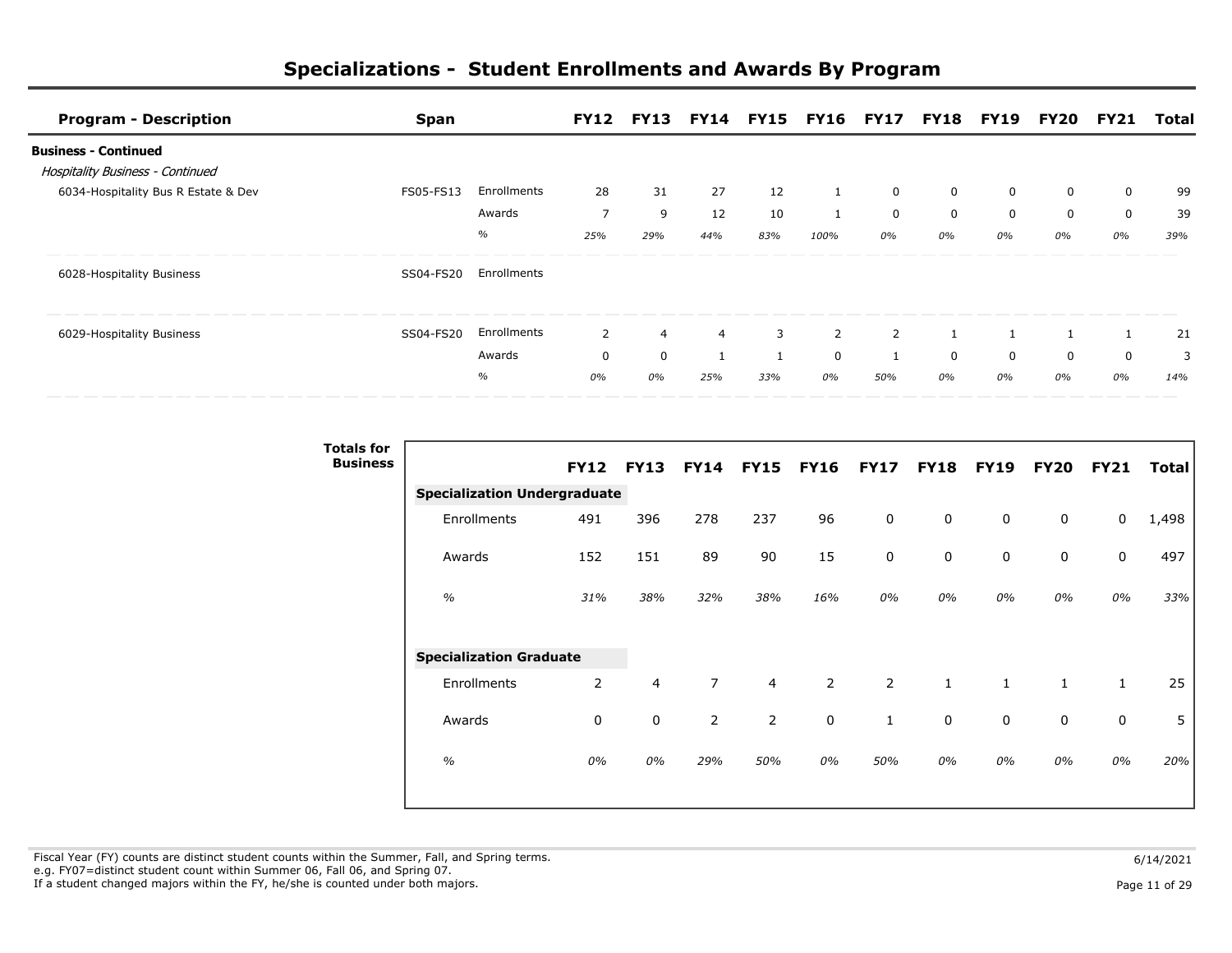# Specializations - Student Enrollments and Awards By Program

| Program - Description | Span | | FY12 | FY13 | FY14 | FY15 | FY16 | FY17 | FY18 | FY19 | FY20 | FY21 | Total |
|---|---|---|---|---|---|---|---|---|---|---|---|---|---|
| **Business - Continued** | | | | | | | | | | | | | |
| *Hospitality Business - Continued* | | | | | | | | | | | | | |
| 6034-Hospitality Bus R Estate & Dev | FS05-FS13 | Enrollments | 28 | 31 | 27 | 12 | 1 | 0 | 0 | 0 | 0 | 0 | 99 |
| | | Awards | 7 | 9 | 12 | 10 | 1 | 0 | 0 | 0 | 0 | 0 | 39 |
| | | % | *25%* | *29%* | *44%* | *83%* | *100%* | *0%* | *0%* | *0%* | *0%* | *0%* | *39%* |
| 6028-Hospitality Business | SS04-FS20 | Enrollments | | | | | | | | | | | |
| 6029-Hospitality Business | SS04-FS20 | Enrollments | 2 | 4 | 4 | 3 | 2 | 2 | 1 | 1 | 1 | 1 | 21 |
| | | Awards | 0 | 0 | 1 | 1 | 0 | 1 | 0 | 0 | 0 | 0 | 3 |
| | | % | *0%* | *0%* | *25%* | *33%* | *0%* | *50%* | *0%* | *0%* | *0%* | *0%* | *14%* |

**Totals for Business**

| | FY12 | FY13 | FY14 | FY15 | FY16 | FY17 | FY18 | FY19 | FY20 | FY21 | Total |
|---|---|---|---|---|---|---|---|---|---|---|---|
| **Specialization Undergraduate** | | | | | | | | | | | |
| Enrollments | 491 | 396 | 278 | 237 | 96 | 0 | 0 | 0 | 0 | 0 | 1,498 |
| Awards | 152 | 151 | 89 | 90 | 15 | 0 | 0 | 0 | 0 | 0 | 497 |
| % | *31%* | *38%* | *32%* | *38%* | *16%* | *0%* | *0%* | *0%* | *0%* | *0%* | *33%* |
| **Specialization Graduate** | | | | | | | | | | | |
| Enrollments | 2 | 4 | 7 | 4 | 2 | 2 | 1 | 1 | 1 | 1 | 25 |
| Awards | 0 | 0 | 2 | 2 | 0 | 1 | 0 | 0 | 0 | 0 | 5 |
| % | *0%* | *0%* | *29%* | *50%* | *0%* | *50%* | *0%* | *0%* | *0%* | *0%* | *20%* |

Fiscal Year (FY) counts are distinct student counts within the Summer, Fall, and Spring terms.
e.g. FY07=distinct student count within Summer 06, Fall 06, and Spring 07.
If a student changed majors within the FY, he/she is counted under both majors.

6/14/2021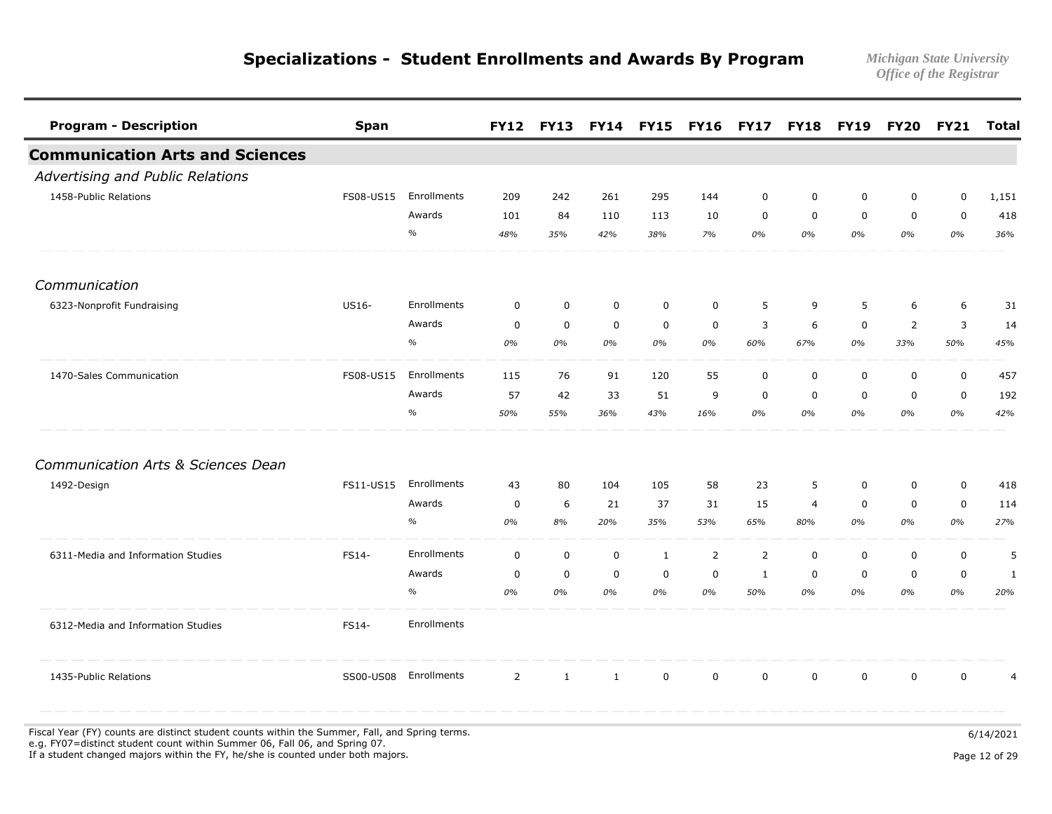# Specializations - Student Enrollments and Awards By Program

*Michigan State University*
*Office of the Registrar*

| Program - Description | Span | | FY12 | FY13 | FY14 | FY15 | FY16 | FY17 | FY18 | FY19 | FY20 | FY21 | Total |
|---|---|---|---|---|---|---|---|---|---|---|---|---|---|
| **Communication Arts and Sciences** | | | | | | | | | | | | | |
| *Advertising and Public Relations* | | | | | | | | | | | | | |
| 1458-Public Relations | FS08-US15 | Enrollments | 209 | 242 | 261 | 295 | 144 | 0 | 0 | 0 | 0 | 0 | 1,151 |
| | | Awards | 101 | 84 | 110 | 113 | 10 | 0 | 0 | 0 | 0 | 0 | 418 |
| | | % | *48%* | *35%* | *42%* | *38%* | *7%* | *0%* | *0%* | *0%* | *0%* | *0%* | *36%* |
| *Communication* | | | | | | | | | | | | | |
| 6323-Nonprofit Fundraising | US16- | Enrollments | 0 | 0 | 0 | 0 | 0 | 5 | 9 | 5 | 6 | 6 | 31 |
| | | Awards | 0 | 0 | 0 | 0 | 0 | 3 | 6 | 0 | 2 | 3 | 14 |
| | | % | *0%* | *0%* | *0%* | *0%* | *0%* | *60%* | *67%* | *0%* | *33%* | *50%* | *45%* |
| 1470-Sales Communication | FS08-US15 | Enrollments | 115 | 76 | 91 | 120 | 55 | 0 | 0 | 0 | 0 | 0 | 457 |
| | | Awards | 57 | 42 | 33 | 51 | 9 | 0 | 0 | 0 | 0 | 0 | 192 |
| | | % | *50%* | *55%* | *36%* | *43%* | *16%* | *0%* | *0%* | *0%* | *0%* | *0%* | *42%* |
| *Communication Arts & Sciences Dean* | | | | | | | | | | | | | |
| 1492-Design | FS11-US15 | Enrollments | 43 | 80 | 104 | 105 | 58 | 23 | 5 | 0 | 0 | 0 | 418 |
| | | Awards | 0 | 6 | 21 | 37 | 31 | 15 | 4 | 0 | 0 | 0 | 114 |
| | | % | *0%* | *8%* | *20%* | *35%* | *53%* | *65%* | *80%* | *0%* | *0%* | *0%* | *27%* |
| 6311-Media and Information Studies | FS14- | Enrollments | 0 | 0 | 0 | 1 | 2 | 2 | 0 | 0 | 0 | 0 | 5 |
| | | Awards | 0 | 0 | 0 | 0 | 0 | 1 | 0 | 0 | 0 | 0 | 1 |
| | | % | *0%* | *0%* | *0%* | *0%* | *0%* | *50%* | *0%* | *0%* | *0%* | *0%* | *20%* |
| 6312-Media and Information Studies | FS14- | Enrollments | | | | | | | | | | | |
| 1435-Public Relations | SS00-US08 | Enrollments | 2 | 1 | 1 | 0 | 0 | 0 | 0 | 0 | 0 | 0 | 4 |

Fiscal Year (FY) counts are distinct student counts within the Summer, Fall, and Spring terms.
e.g. FY07=distinct student count within Summer 06, Fall 06, and Spring 07.
If a student changed majors within the FY, he/she is counted under both majors.

6/14/2021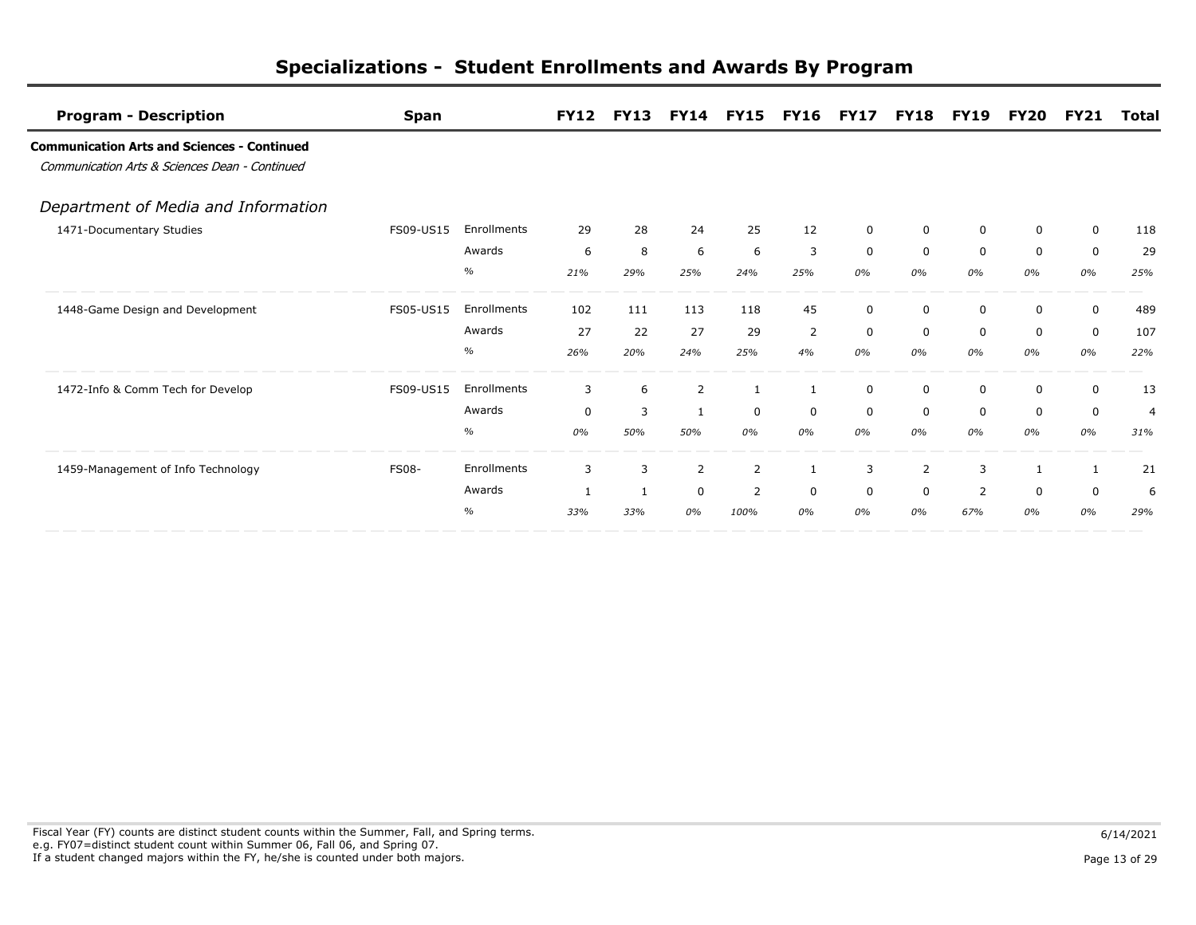# Specializations - Student Enrollments and Awards By Program

| Program - Description | Span | | FY12 | FY13 | FY14 | FY15 | FY16 | FY17 | FY18 | FY19 | FY20 | FY21 | Total |
|---|---|---|---|---|---|---|---|---|---|---|---|---|---|
| **Communication Arts and Sciences - Continued** | | | | | | | | | | | | | |
| *Communication Arts & Sciences Dean - Continued* | | | | | | | | | | | | | |
| *Department of Media and Information* | | | | | | | | | | | | | |
| 1471-Documentary Studies | FS09-US15 | Enrollments | 29 | 28 | 24 | 25 | 12 | 0 | 0 | 0 | 0 | 0 | 118 |
| | | Awards | 6 | 8 | 6 | 6 | 3 | 0 | 0 | 0 | 0 | 0 | 29 |
| | | % | *21%* | *29%* | *25%* | *24%* | *25%* | *0%* | *0%* | *0%* | *0%* | *0%* | *25%* |
| 1448-Game Design and Development | FS05-US15 | Enrollments | 102 | 111 | 113 | 118 | 45 | 0 | 0 | 0 | 0 | 0 | 489 |
| | | Awards | 27 | 22 | 27 | 29 | 2 | 0 | 0 | 0 | 0 | 0 | 107 |
| | | % | *26%* | *20%* | *24%* | *25%* | *4%* | *0%* | *0%* | *0%* | *0%* | *0%* | *22%* |
| 1472-Info & Comm Tech for Develop | FS09-US15 | Enrollments | 3 | 6 | 2 | 1 | 1 | 0 | 0 | 0 | 0 | 0 | 13 |
| | | Awards | 0 | 3 | 1 | 0 | 0 | 0 | 0 | 0 | 0 | 0 | 4 |
| | | % | *0%* | *50%* | *50%* | *0%* | *0%* | *0%* | *0%* | *0%* | *0%* | *0%* | *31%* |
| 1459-Management of Info Technology | FS08- | Enrollments | 3 | 3 | 2 | 2 | 1 | 3 | 2 | 3 | 1 | 1 | 21 |
| | | Awards | 1 | 1 | 0 | 2 | 0 | 0 | 0 | 2 | 0 | 0 | 6 |
| | | % | *33%* | *33%* | *0%* | *100%* | *0%* | *0%* | *0%* | *67%* | *0%* | *0%* | *29%* |

Fiscal Year (FY) counts are distinct student counts within the Summer, Fall, and Spring terms.
e.g. FY07=distinct student count within Summer 06, Fall 06, and Spring 07.
If a student changed majors within the FY, he/she is counted under both majors.

6/14/2021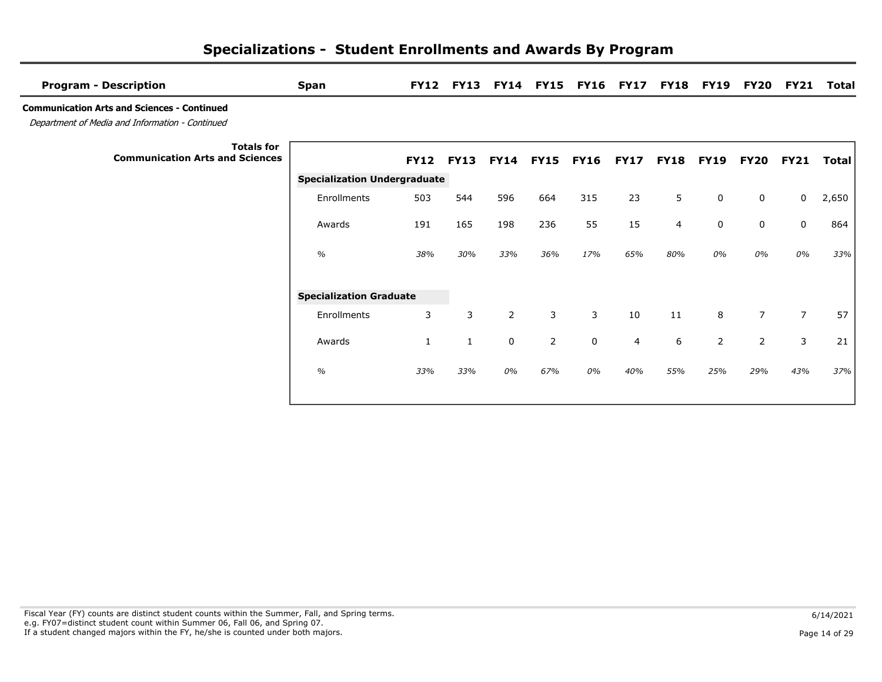# Specializations - Student Enrollments and Awards By Program

| Program - Description | Span | FY12 | FY13 | FY14 | FY15 | FY16 | FY17 | FY18 | FY19 | FY20 | FY21 | Total |
|---|---|---|---|---|---|---|---|---|---|---|---|---|

**Communication Arts and Sciences - Continued**

*Department of Media and Information - Continued*

**Totals for Communication Arts and Sciences**

| | FY12 | FY13 | FY14 | FY15 | FY16 | FY17 | FY18 | FY19 | FY20 | FY21 | Total |
|---|---|---|---|---|---|---|---|---|---|---|---|
| **Specialization Undergraduate** | | | | | | | | | | | |
| Enrollments | 503 | 544 | 596 | 664 | 315 | 23 | 5 | 0 | 0 | 0 | 2,650 |
| Awards | 191 | 165 | 198 | 236 | 55 | 15 | 4 | 0 | 0 | 0 | 864 |
| *%* | *38%* | *30%* | *33%* | *36%* | *17%* | *65%* | *80%* | *0%* | *0%* | *0%* | *33%* |
| **Specialization Graduate** | | | | | | | | | | | |
| Enrollments | 3 | 3 | 2 | 3 | 3 | 10 | 11 | 8 | 7 | 7 | 57 |
| Awards | 1 | 1 | 0 | 2 | 0 | 4 | 6 | 2 | 2 | 3 | 21 |
| *%* | *33%* | *33%* | *0%* | *67%* | *0%* | *40%* | *55%* | *25%* | *29%* | *43%* | *37%* |

Fiscal Year (FY) counts are distinct student counts within the Summer, Fall, and Spring terms.
e.g. FY07=distinct student count within Summer 06, Fall 06, and Spring 07.
If a student changed majors within the FY, he/she is counted under both majors.

6/14/2021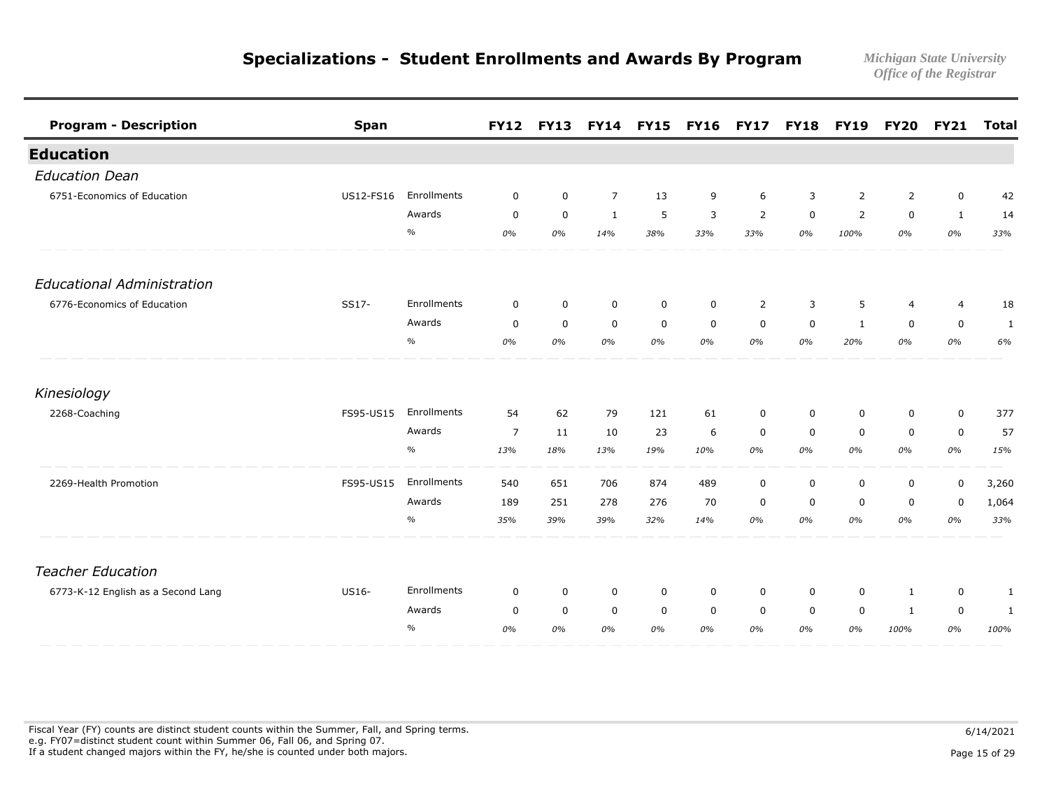# Specializations - Student Enrollments and Awards By Program

*Michigan State University*
*Office of the Registrar*

| Program - Description | Span | | FY12 | FY13 | FY14 | FY15 | FY16 | FY17 | FY18 | FY19 | FY20 | FY21 | Total |
|---|---|---|---|---|---|---|---|---|---|---|---|---|---|
| **Education** | | | | | | | | | | | | | |
| *Education Dean* | | | | | | | | | | | | | |
| 6751-Economics of Education | US12-FS16 | Enrollments | 0 | 0 | 7 | 13 | 9 | 6 | 3 | 2 | 2 | 0 | 42 |
| | | Awards | 0 | 0 | 1 | 5 | 3 | 2 | 0 | 2 | 0 | 1 | 14 |
| | | % | *0%* | *0%* | *14%* | *38%* | *33%* | *33%* | *0%* | *100%* | *0%* | *0%* | *33%* |
| *Educational Administration* | | | | | | | | | | | | | |
| 6776-Economics of Education | SS17- | Enrollments | 0 | 0 | 0 | 0 | 0 | 2 | 3 | 5 | 4 | 4 | 18 |
| | | Awards | 0 | 0 | 0 | 0 | 0 | 0 | 0 | 1 | 0 | 0 | 1 |
| | | % | *0%* | *0%* | *0%* | *0%* | *0%* | *0%* | *0%* | *20%* | *0%* | *0%* | *6%* |
| *Kinesiology* | | | | | | | | | | | | | |
| 2268-Coaching | FS95-US15 | Enrollments | 54 | 62 | 79 | 121 | 61 | 0 | 0 | 0 | 0 | 0 | 377 |
| | | Awards | 7 | 11 | 10 | 23 | 6 | 0 | 0 | 0 | 0 | 0 | 57 |
| | | % | *13%* | *18%* | *13%* | *19%* | *10%* | *0%* | *0%* | *0%* | *0%* | *0%* | *15%* |
| 2269-Health Promotion | FS95-US15 | Enrollments | 540 | 651 | 706 | 874 | 489 | 0 | 0 | 0 | 0 | 0 | 3,260 |
| | | Awards | 189 | 251 | 278 | 276 | 70 | 0 | 0 | 0 | 0 | 0 | 1,064 |
| | | % | *35%* | *39%* | *39%* | *32%* | *14%* | *0%* | *0%* | *0%* | *0%* | *0%* | *33%* |
| *Teacher Education* | | | | | | | | | | | | | |
| 6773-K-12 English as a Second Lang | US16- | Enrollments | 0 | 0 | 0 | 0 | 0 | 0 | 0 | 0 | 1 | 0 | 1 |
| | | Awards | 0 | 0 | 0 | 0 | 0 | 0 | 0 | 0 | 1 | 0 | 1 |
| | | % | *0%* | *0%* | *0%* | *0%* | *0%* | *0%* | *0%* | *0%* | *100%* | *0%* | *100%* |

Fiscal Year (FY) counts are distinct student counts within the Summer, Fall, and Spring terms.
e.g. FY07=distinct student count within Summer 06, Fall 06, and Spring 07.
If a student changed majors within the FY, he/she is counted under both majors.

6/14/2021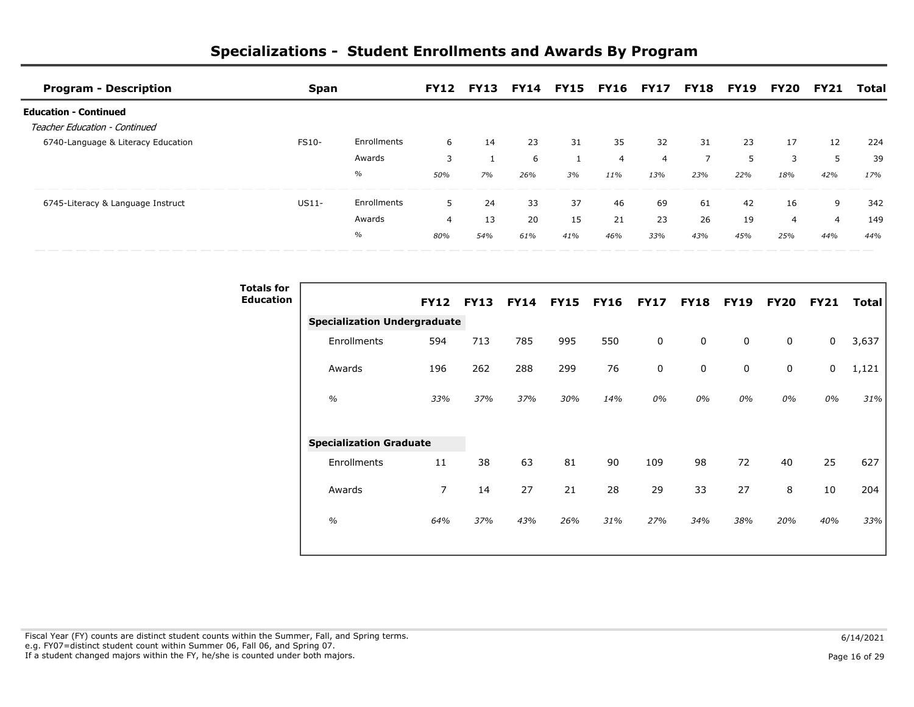# Specializations - Student Enrollments and Awards By Program

| Program - Description | Span | | FY12 | FY13 | FY14 | FY15 | FY16 | FY17 | FY18 | FY19 | FY20 | FY21 | Total |
|---|---|---|---|---|---|---|---|---|---|---|---|---|---|
| **Education - Continued** | | | | | | | | | | | | | |
| *Teacher Education - Continued* | | | | | | | | | | | | | |
| 6740-Language & Literacy Education | FS10- | Enrollments | 6 | 14 | 23 | 31 | 35 | 32 | 31 | 23 | 17 | 12 | 224 |
| | | Awards | 3 | 1 | 6 | 1 | 4 | 4 | 7 | 5 | 3 | 5 | 39 |
| | | % | *50%* | *7%* | *26%* | *3%* | *11%* | *13%* | *23%* | *22%* | *18%* | *42%* | *17%* |
| 6745-Literacy & Language Instruct | US11- | Enrollments | 5 | 24 | 33 | 37 | 46 | 69 | 61 | 42 | 16 | 9 | 342 |
| | | Awards | 4 | 13 | 20 | 15 | 21 | 23 | 26 | 19 | 4 | 4 | 149 |
| | | % | *80%* | *54%* | *61%* | *41%* | *46%* | *33%* | *43%* | *45%* | *25%* | *44%* | *44%* |

**Totals for Education**

| | FY12 | FY13 | FY14 | FY15 | FY16 | FY17 | FY18 | FY19 | FY20 | FY21 | Total |
|---|---|---|---|---|---|---|---|---|---|---|---|
| **Specialization Undergraduate** | | | | | | | | | | | |
| Enrollments | 594 | 713 | 785 | 995 | 550 | 0 | 0 | 0 | 0 | 0 | 3,637 |
| Awards | 196 | 262 | 288 | 299 | 76 | 0 | 0 | 0 | 0 | 0 | 1,121 |
| *%* | *33%* | *37%* | *37%* | *30%* | *14%* | *0%* | *0%* | *0%* | *0%* | *0%* | *31%* |
| **Specialization Graduate** | | | | | | | | | | | |
| Enrollments | 11 | 38 | 63 | 81 | 90 | 109 | 98 | 72 | 40 | 25 | 627 |
| Awards | 7 | 14 | 27 | 21 | 28 | 29 | 33 | 27 | 8 | 10 | 204 |
| *%* | *64%* | *37%* | *43%* | *26%* | *31%* | *27%* | *34%* | *38%* | *20%* | *40%* | *33%* |

Fiscal Year (FY) counts are distinct student counts within the Summer, Fall, and Spring terms.
e.g. FY07=distinct student count within Summer 06, Fall 06, and Spring 07.
If a student changed majors within the FY, he/she is counted under both majors.

6/14/2021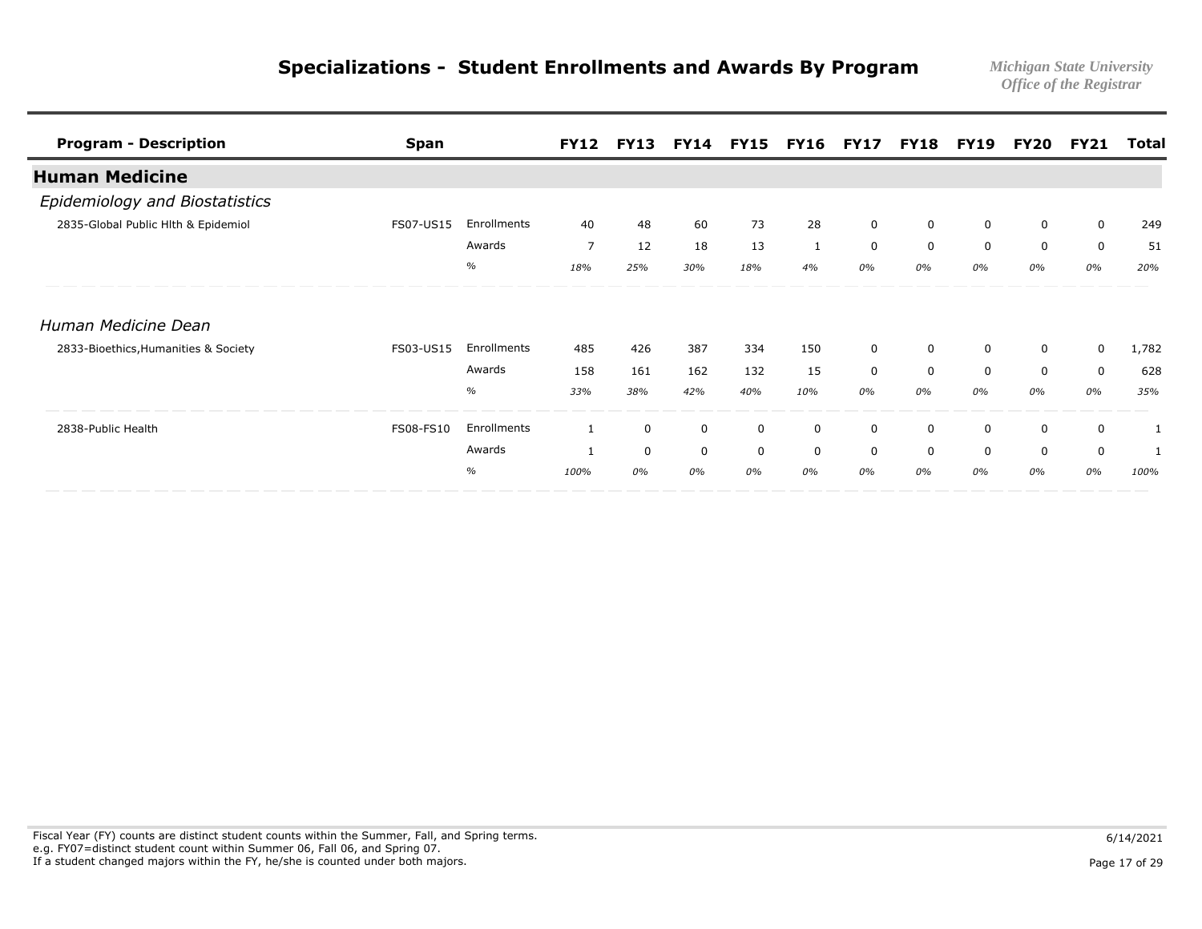# Specializations - Student Enrollments and Awards By Program

*Michigan State University*
*Office of the Registrar*

| Program - Description | Span | | FY12 | FY13 | FY14 | FY15 | FY16 | FY17 | FY18 | FY19 | FY20 | FY21 | Total |
|---|---|---|---|---|---|---|---|---|---|---|---|---|---|
| **Human Medicine** | | | | | | | | | | | | | |
| *Epidemiology and Biostatistics* | | | | | | | | | | | | | |
| 2835-Global Public Hlth & Epidemiol | FS07-US15 | Enrollments | 40 | 48 | 60 | 73 | 28 | 0 | 0 | 0 | 0 | 0 | 249 |
| | | Awards | 7 | 12 | 18 | 13 | 1 | 0 | 0 | 0 | 0 | 0 | 51 |
| | | % | *18%* | *25%* | *30%* | *18%* | *4%* | *0%* | *0%* | *0%* | *0%* | *0%* | *20%* |
| *Human Medicine Dean* | | | | | | | | | | | | | |
| 2833-Bioethics,Humanities & Society | FS03-US15 | Enrollments | 485 | 426 | 387 | 334 | 150 | 0 | 0 | 0 | 0 | 0 | 1,782 |
| | | Awards | 158 | 161 | 162 | 132 | 15 | 0 | 0 | 0 | 0 | 0 | 628 |
| | | % | *33%* | *38%* | *42%* | *40%* | *10%* | *0%* | *0%* | *0%* | *0%* | *0%* | *35%* |
| 2838-Public Health | FS08-FS10 | Enrollments | 1 | 0 | 0 | 0 | 0 | 0 | 0 | 0 | 0 | 0 | 1 |
| | | Awards | 1 | 0 | 0 | 0 | 0 | 0 | 0 | 0 | 0 | 0 | 1 |
| | | % | *100%* | *0%* | *0%* | *0%* | *0%* | *0%* | *0%* | *0%* | *0%* | *0%* | *100%* |

Fiscal Year (FY) counts are distinct student counts within the Summer, Fall, and Spring terms.
e.g. FY07=distinct student count within Summer 06, Fall 06, and Spring 07.
If a student changed majors within the FY, he/she is counted under both majors.

6/14/2021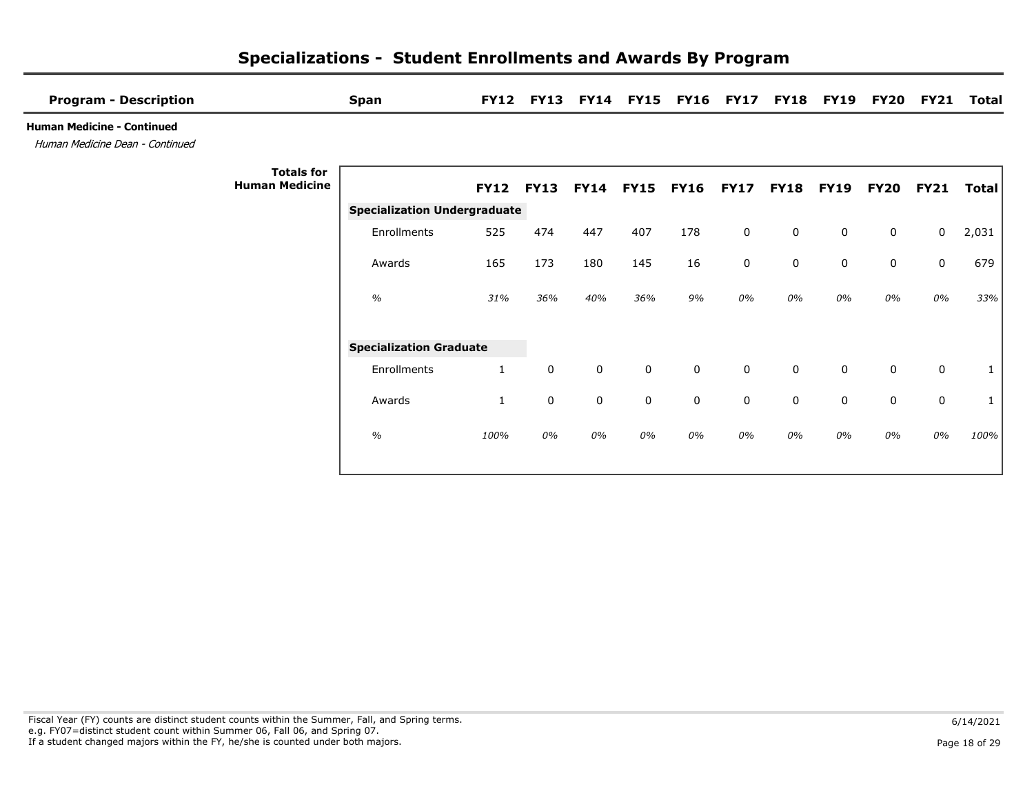# Specializations - Student Enrollments and Awards By Program

| Program - Description | Span | FY12 | FY13 | FY14 | FY15 | FY16 | FY17 | FY18 | FY19 | FY20 | FY21 | Total |
|---|---|---|---|---|---|---|---|---|---|---|---|---|

**Human Medicine - Continued**

*Human Medicine Dean - Continued*

**Totals for Human Medicine**

| | FY12 | FY13 | FY14 | FY15 | FY16 | FY17 | FY18 | FY19 | FY20 | FY21 | Total |
|---|---|---|---|---|---|---|---|---|---|---|---|
| **Specialization Undergraduate** | | | | | | | | | | | |
| Enrollments | 525 | 474 | 447 | 407 | 178 | 0 | 0 | 0 | 0 | 0 | 2,031 |
| Awards | 165 | 173 | 180 | 145 | 16 | 0 | 0 | 0 | 0 | 0 | 679 |
| *%* | *31%* | *36%* | *40%* | *36%* | *9%* | *0%* | *0%* | *0%* | *0%* | *0%* | *33%* |
| **Specialization Graduate** | | | | | | | | | | | |
| Enrollments | 1 | 0 | 0 | 0 | 0 | 0 | 0 | 0 | 0 | 0 | 1 |
| Awards | 1 | 0 | 0 | 0 | 0 | 0 | 0 | 0 | 0 | 0 | 1 |
| *%* | *100%* | *0%* | *0%* | *0%* | *0%* | *0%* | *0%* | *0%* | *0%* | *0%* | *100%* |

Fiscal Year (FY) counts are distinct student counts within the Summer, Fall, and Spring terms.
e.g. FY07=distinct student count within Summer 06, Fall 06, and Spring 07.
If a student changed majors within the FY, he/she is counted under both majors.

6/14/2021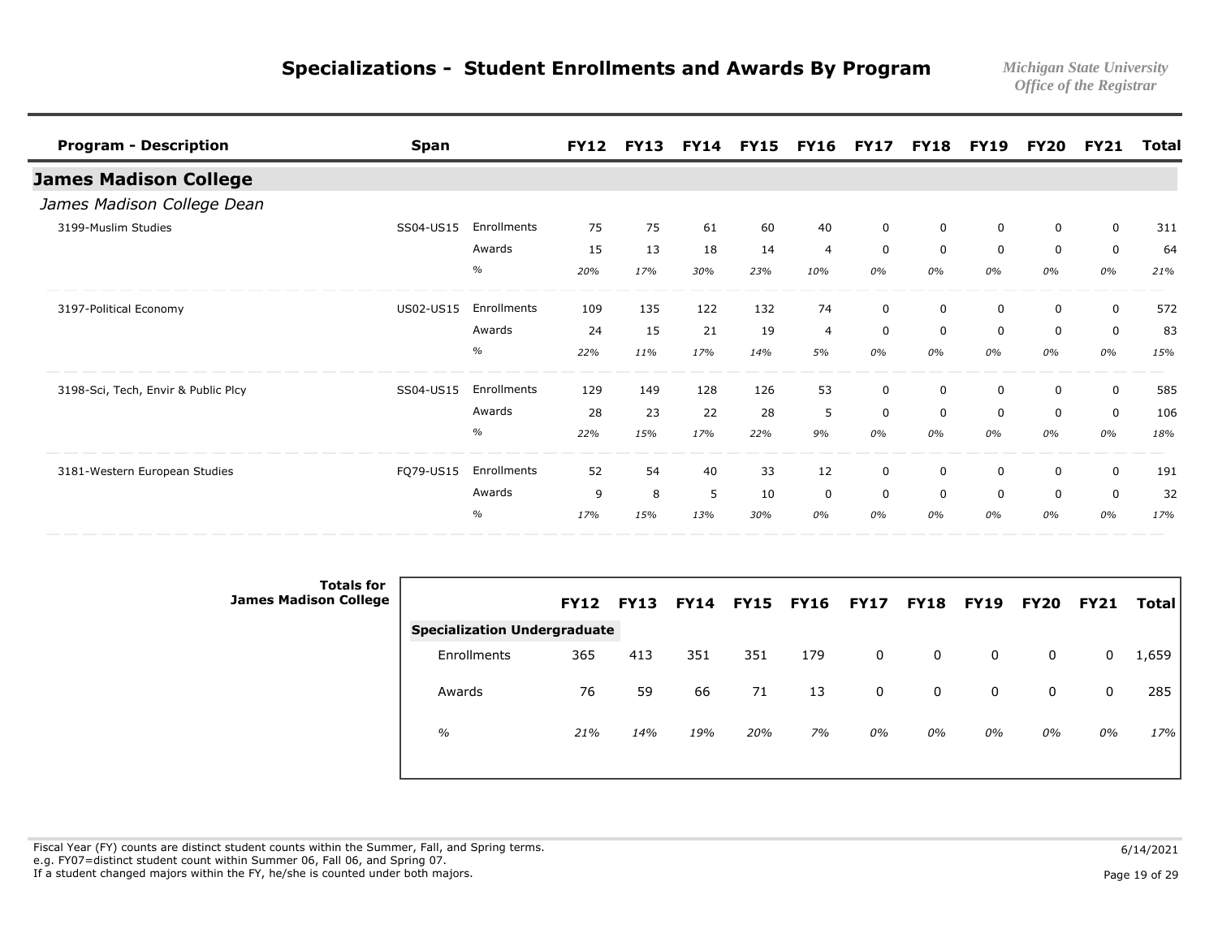# Specializations - Student Enrollments and Awards By Program

*Michigan State University*
*Office of the Registrar*

| Program - Description | Span | | FY12 | FY13 | FY14 | FY15 | FY16 | FY17 | FY18 | FY19 | FY20 | FY21 | Total |
|---|---|---|---|---|---|---|---|---|---|---|---|---|---|
| **James Madison College** | | | | | | | | | | | | | |
| *James Madison College Dean* | | | | | | | | | | | | | |
| 3199-Muslim Studies | SS04-US15 | Enrollments | 75 | 75 | 61 | 60 | 40 | 0 | 0 | 0 | 0 | 0 | 311 |
| | | Awards | 15 | 13 | 18 | 14 | 4 | 0 | 0 | 0 | 0 | 0 | 64 |
| | | % | *20%* | *17%* | *30%* | *23%* | *10%* | *0%* | *0%* | *0%* | *0%* | *0%* | *21%* |
| 3197-Political Economy | US02-US15 | Enrollments | 109 | 135 | 122 | 132 | 74 | 0 | 0 | 0 | 0 | 0 | 572 |
| | | Awards | 24 | 15 | 21 | 19 | 4 | 0 | 0 | 0 | 0 | 0 | 83 |
| | | % | *22%* | *11%* | *17%* | *14%* | *5%* | *0%* | *0%* | *0%* | *0%* | *0%* | *15%* |
| 3198-Sci, Tech, Envir & Public Plcy | SS04-US15 | Enrollments | 129 | 149 | 128 | 126 | 53 | 0 | 0 | 0 | 0 | 0 | 585 |
| | | Awards | 28 | 23 | 22 | 28 | 5 | 0 | 0 | 0 | 0 | 0 | 106 |
| | | % | *22%* | *15%* | *17%* | *22%* | *9%* | *0%* | *0%* | *0%* | *0%* | *0%* | *18%* |
| 3181-Western European Studies | FQ79-US15 | Enrollments | 52 | 54 | 40 | 33 | 12 | 0 | 0 | 0 | 0 | 0 | 191 |
| | | Awards | 9 | 8 | 5 | 10 | 0 | 0 | 0 | 0 | 0 | 0 | 32 |
| | | % | *17%* | *15%* | *13%* | *30%* | *0%* | *0%* | *0%* | *0%* | *0%* | *0%* | *17%* |

**Totals for James Madison College**

| | FY12 | FY13 | FY14 | FY15 | FY16 | FY17 | FY18 | FY19 | FY20 | FY21 | Total |
|---|---|---|---|---|---|---|---|---|---|---|---|
| **Specialization Undergraduate** | | | | | | | | | | | |
| Enrollments | 365 | 413 | 351 | 351 | 179 | 0 | 0 | 0 | 0 | 0 | 1,659 |
| Awards | 76 | 59 | 66 | 71 | 13 | 0 | 0 | 0 | 0 | 0 | 285 |
| *%* | *21%* | *14%* | *19%* | *20%* | *7%* | *0%* | *0%* | *0%* | *0%* | *0%* | *17%* |

Fiscal Year (FY) counts are distinct student counts within the Summer, Fall, and Spring terms.
e.g. FY07=distinct student count within Summer 06, Fall 06, and Spring 07.
If a student changed majors within the FY, he/she is counted under both majors.

6/14/2021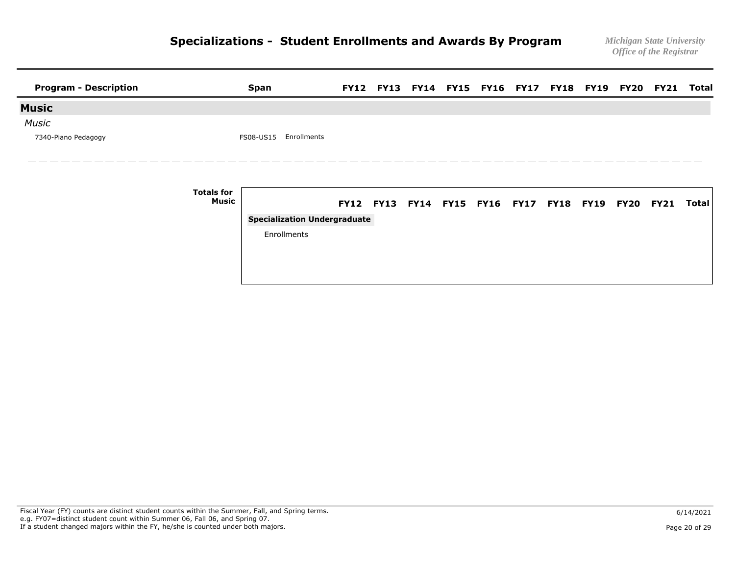# Specializations - Student Enrollments and Awards By Program

*Michigan State University*
*Office of the Registrar*

| Program - Description | Span | | FY12 | FY13 | FY14 | FY15 | FY16 | FY17 | FY18 | FY19 | FY20 | FY21 | Total |
|---|---|---|---|---|---|---|---|---|---|---|---|---|---|
| **Music** | | | | | | | | | | | | | |
| *Music* | | | | | | | | | | | | | |
| 7340-Piano Pedagogy | FS08-US15 | Enrollments | | | | | | | | | | | |

**Totals for Music**

| | FY12 | FY13 | FY14 | FY15 | FY16 | FY17 | FY18 | FY19 | FY20 | FY21 | Total |
|---|---|---|---|---|---|---|---|---|---|---|---|
| **Specialization Undergraduate** | | | | | | | | | | | |
| Enrollments | | | | | | | | | | | |

Fiscal Year (FY) counts are distinct student counts within the Summer, Fall, and Spring terms.
e.g. FY07=distinct student count within Summer 06, Fall 06, and Spring 07.
If a student changed majors within the FY, he/she is counted under both majors.

6/14/2021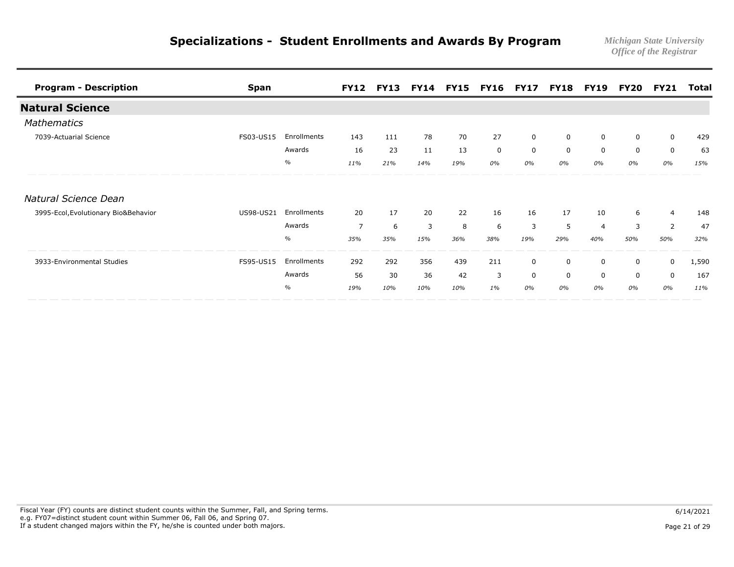# Specializations - Student Enrollments and Awards By Program

*Michigan State University*
*Office of the Registrar*

| Program - Description | Span | | FY12 | FY13 | FY14 | FY15 | FY16 | FY17 | FY18 | FY19 | FY20 | FY21 | Total |
|---|---|---|---|---|---|---|---|---|---|---|---|---|---|
| **Natural Science** | | | | | | | | | | | | | |
| *Mathematics* | | | | | | | | | | | | | |
| 7039-Actuarial Science | FS03-US15 | Enrollments | 143 | 111 | 78 | 70 | 27 | 0 | 0 | 0 | 0 | 0 | 429 |
| | | Awards | 16 | 23 | 11 | 13 | 0 | 0 | 0 | 0 | 0 | 0 | 63 |
| | | % | *11%* | *21%* | *14%* | *19%* | *0%* | *0%* | *0%* | *0%* | *0%* | *0%* | *15%* |
| *Natural Science Dean* | | | | | | | | | | | | | |
| 3995-Ecol,Evolutionary Bio&Behavior | US98-US21 | Enrollments | 20 | 17 | 20 | 22 | 16 | 16 | 17 | 10 | 6 | 4 | 148 |
| | | Awards | 7 | 6 | 3 | 8 | 6 | 3 | 5 | 4 | 3 | 2 | 47 |
| | | % | *35%* | *35%* | *15%* | *36%* | *38%* | *19%* | *29%* | *40%* | *50%* | *50%* | *32%* |
| 3933-Environmental Studies | FS95-US15 | Enrollments | 292 | 292 | 356 | 439 | 211 | 0 | 0 | 0 | 0 | 0 | 1,590 |
| | | Awards | 56 | 30 | 36 | 42 | 3 | 0 | 0 | 0 | 0 | 0 | 167 |
| | | % | *19%* | *10%* | *10%* | *10%* | *1%* | *0%* | *0%* | *0%* | *0%* | *0%* | *11%* |

Fiscal Year (FY) counts are distinct student counts within the Summer, Fall, and Spring terms.
e.g. FY07=distinct student count within Summer 06, Fall 06, and Spring 07.
If a student changed majors within the FY, he/she is counted under both majors.

6/14/2021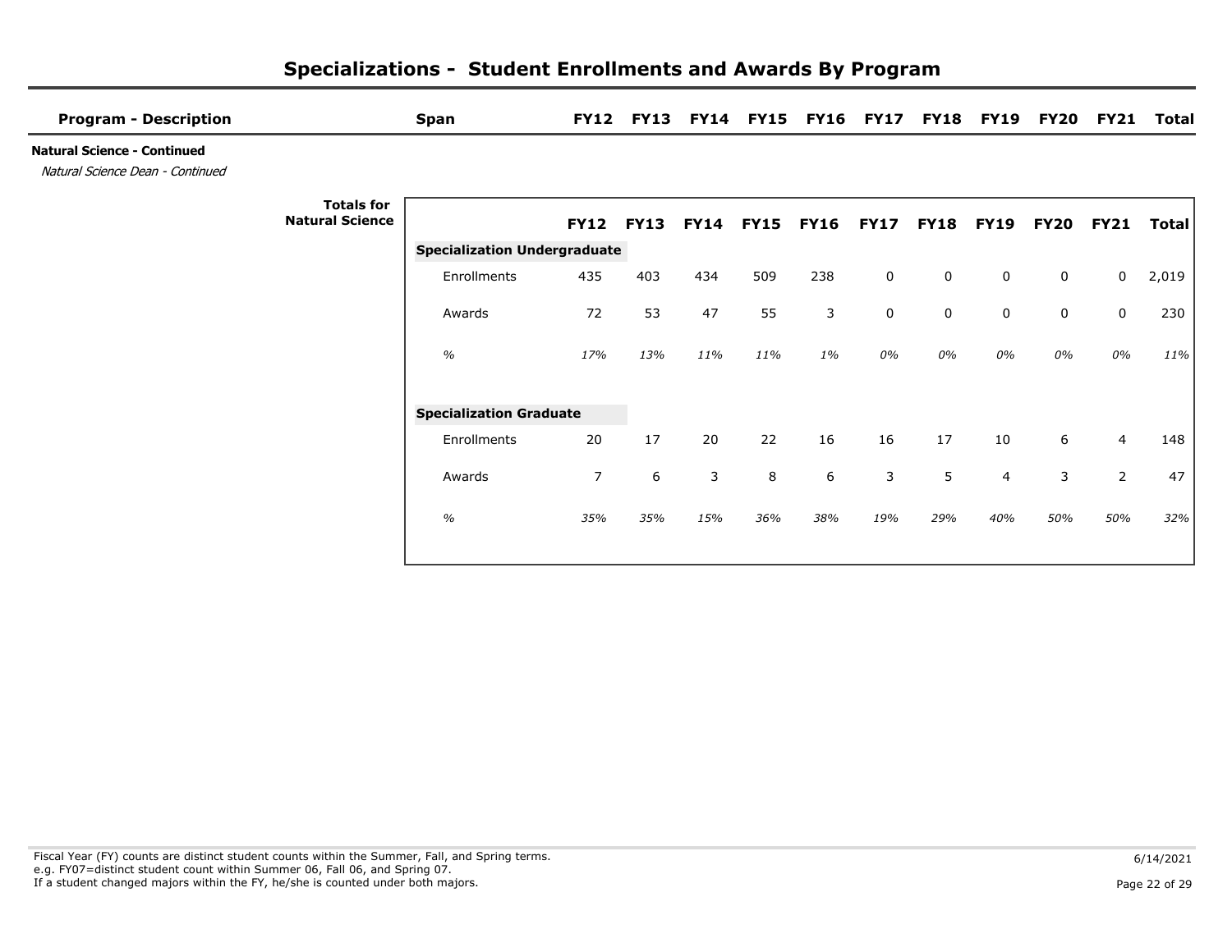# Specializations - Student Enrollments and Awards By Program

| Program - Description | Span | FY12 | FY13 | FY14 | FY15 | FY16 | FY17 | FY18 | FY19 | FY20 | FY21 | Total |
|---|---|---|---|---|---|---|---|---|---|---|---|---|

**Natural Science - Continued**

*Natural Science Dean - Continued*

**Totals for Natural Science**

| | FY12 | FY13 | FY14 | FY15 | FY16 | FY17 | FY18 | FY19 | FY20 | FY21 | Total |
|---|---|---|---|---|---|---|---|---|---|---|---|
| **Specialization Undergraduate** | | | | | | | | | | | |
| Enrollments | 435 | 403 | 434 | 509 | 238 | 0 | 0 | 0 | 0 | 0 | 2,019 |
| Awards | 72 | 53 | 47 | 55 | 3 | 0 | 0 | 0 | 0 | 0 | 230 |
| *%* | *17%* | *13%* | *11%* | *11%* | *1%* | *0%* | *0%* | *0%* | *0%* | *0%* | *11%* |
| **Specialization Graduate** | | | | | | | | | | | |
| Enrollments | 20 | 17 | 20 | 22 | 16 | 16 | 17 | 10 | 6 | 4 | 148 |
| Awards | 7 | 6 | 3 | 8 | 6 | 3 | 5 | 4 | 3 | 2 | 47 |
| *%* | *35%* | *35%* | *15%* | *36%* | *38%* | *19%* | *29%* | *40%* | *50%* | *50%* | *32%* |

Fiscal Year (FY) counts are distinct student counts within the Summer, Fall, and Spring terms.
e.g. FY07=distinct student count within Summer 06, Fall 06, and Spring 07.
If a student changed majors within the FY, he/she is counted under both majors.

6/14/2021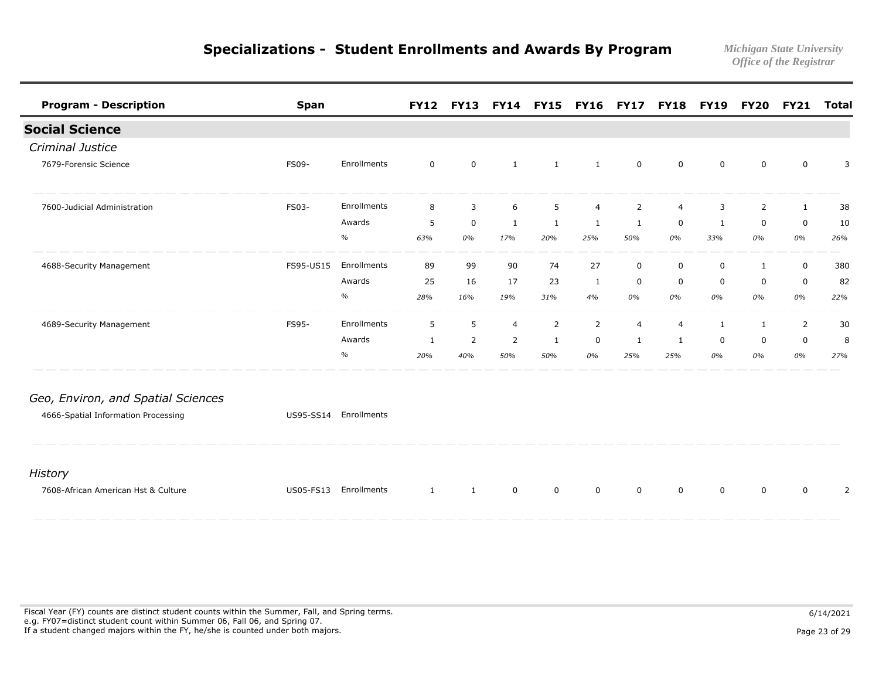# Specializations - Student Enrollments and Awards By Program

*Michigan State University*
*Office of the Registrar*

| Program - Description | Span | | FY12 | FY13 | FY14 | FY15 | FY16 | FY17 | FY18 | FY19 | FY20 | FY21 | Total |
|---|---|---|---|---|---|---|---|---|---|---|---|---|---|
| **Social Science** | | | | | | | | | | | | | |
| *Criminal Justice* | | | | | | | | | | | | | |
| 7679-Forensic Science | FS09- | Enrollments | 0 | 0 | 1 | 1 | 1 | 0 | 0 | 0 | 0 | 0 | 3 |
| 7600-Judicial Administration | FS03- | Enrollments | 8 | 3 | 6 | 5 | 4 | 2 | 4 | 3 | 2 | 1 | 38 |
| | | Awards | 5 | 0 | 1 | 1 | 1 | 1 | 0 | 1 | 0 | 0 | 10 |
| | | % | *63%* | *0%* | *17%* | *20%* | *25%* | *50%* | *0%* | *33%* | *0%* | *0%* | *26%* |
| 4688-Security Management | FS95-US15 | Enrollments | 89 | 99 | 90 | 74 | 27 | 0 | 0 | 0 | 1 | 0 | 380 |
| | | Awards | 25 | 16 | 17 | 23 | 1 | 0 | 0 | 0 | 0 | 0 | 82 |
| | | % | *28%* | *16%* | *19%* | *31%* | *4%* | *0%* | *0%* | *0%* | *0%* | *0%* | *22%* |
| 4689-Security Management | FS95- | Enrollments | 5 | 5 | 4 | 2 | 2 | 4 | 4 | 1 | 1 | 2 | 30 |
| | | Awards | 1 | 2 | 2 | 1 | 0 | 1 | 1 | 0 | 0 | 0 | 8 |
| | | % | *20%* | *40%* | *50%* | *50%* | *0%* | *25%* | *25%* | *0%* | *0%* | *0%* | *27%* |
| *Geo, Environ, and Spatial Sciences* | | | | | | | | | | | | | |
| 4666-Spatial Information Processing | US95-SS14 | Enrollments | | | | | | | | | | | |
| *History* | | | | | | | | | | | | | |
| 7608-African American Hst & Culture | US05-FS13 | Enrollments | 1 | 1 | 0 | 0 | 0 | 0 | 0 | 0 | 0 | 0 | 2 |

Fiscal Year (FY) counts are distinct student counts within the Summer, Fall, and Spring terms.
e.g. FY07=distinct student count within Summer 06, Fall 06, and Spring 07.
If a student changed majors within the FY, he/she is counted under both majors.

6/14/2021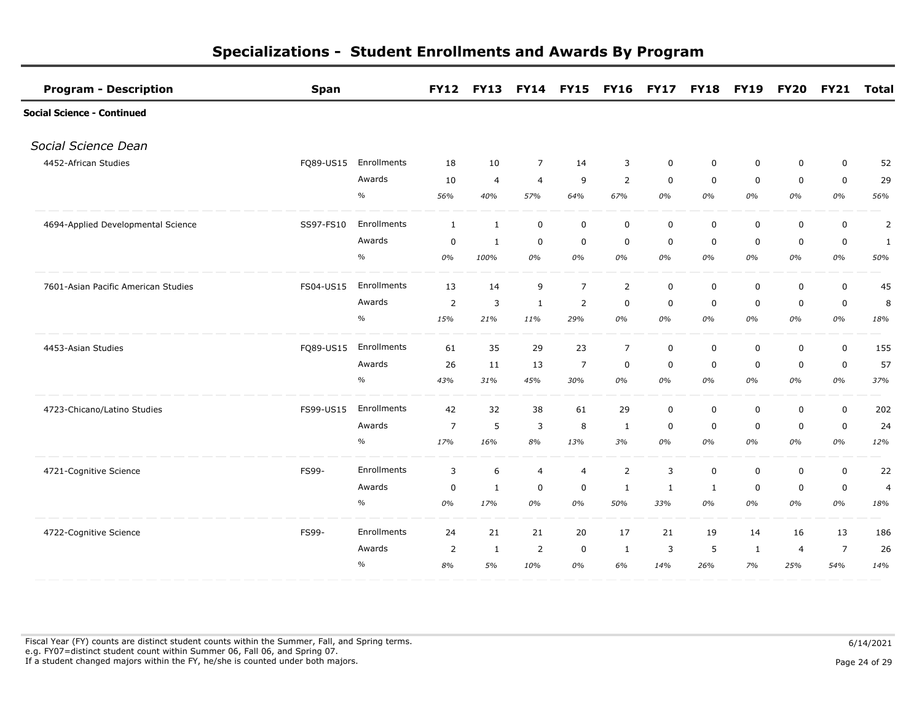# Specializations - Student Enrollments and Awards By Program

| Program - Description | Span | | FY12 | FY13 | FY14 | FY15 | FY16 | FY17 | FY18 | FY19 | FY20 | FY21 | Total |
|---|---|---|---|---|---|---|---|---|---|---|---|---|---|
| **Social Science - Continued** | | | | | | | | | | | | | |
| *Social Science Dean* | | | | | | | | | | | | | |
| 4452-African Studies | FQ89-US15 | Enrollments | 18 | 10 | 7 | 14 | 3 | 0 | 0 | 0 | 0 | 0 | 52 |
| | | Awards | 10 | 4 | 4 | 9 | 2 | 0 | 0 | 0 | 0 | 0 | 29 |
| | | % | *56%* | *40%* | *57%* | *64%* | *67%* | *0%* | *0%* | *0%* | *0%* | *0%* | *56%* |
| 4694-Applied Developmental Science | SS97-FS10 | Enrollments | 1 | 1 | 0 | 0 | 0 | 0 | 0 | 0 | 0 | 0 | 2 |
| | | Awards | 0 | 1 | 0 | 0 | 0 | 0 | 0 | 0 | 0 | 0 | 1 |
| | | % | *0%* | *100%* | *0%* | *0%* | *0%* | *0%* | *0%* | *0%* | *0%* | *0%* | *50%* |
| 7601-Asian Pacific American Studies | FS04-US15 | Enrollments | 13 | 14 | 9 | 7 | 2 | 0 | 0 | 0 | 0 | 0 | 45 |
| | | Awards | 2 | 3 | 1 | 2 | 0 | 0 | 0 | 0 | 0 | 0 | 8 |
| | | % | *15%* | *21%* | *11%* | *29%* | *0%* | *0%* | *0%* | *0%* | *0%* | *0%* | *18%* |
| 4453-Asian Studies | FQ89-US15 | Enrollments | 61 | 35 | 29 | 23 | 7 | 0 | 0 | 0 | 0 | 0 | 155 |
| | | Awards | 26 | 11 | 13 | 7 | 0 | 0 | 0 | 0 | 0 | 0 | 57 |
| | | % | *43%* | *31%* | *45%* | *30%* | *0%* | *0%* | *0%* | *0%* | *0%* | *0%* | *37%* |
| 4723-Chicano/Latino Studies | FS99-US15 | Enrollments | 42 | 32 | 38 | 61 | 29 | 0 | 0 | 0 | 0 | 0 | 202 |
| | | Awards | 7 | 5 | 3 | 8 | 1 | 0 | 0 | 0 | 0 | 0 | 24 |
| | | % | *17%* | *16%* | *8%* | *13%* | *3%* | *0%* | *0%* | *0%* | *0%* | *0%* | *12%* |
| 4721-Cognitive Science | FS99- | Enrollments | 3 | 6 | 4 | 4 | 2 | 3 | 0 | 0 | 0 | 0 | 22 |
| | | Awards | 0 | 1 | 0 | 0 | 1 | 1 | 1 | 0 | 0 | 0 | 4 |
| | | % | *0%* | *17%* | *0%* | *0%* | *50%* | *33%* | *0%* | *0%* | *0%* | *0%* | *18%* |
| 4722-Cognitive Science | FS99- | Enrollments | 24 | 21 | 21 | 20 | 17 | 21 | 19 | 14 | 16 | 13 | 186 |
| | | Awards | 2 | 1 | 2 | 0 | 1 | 3 | 5 | 1 | 4 | 7 | 26 |
| | | % | *8%* | *5%* | *10%* | *0%* | *6%* | *14%* | *26%* | *7%* | *25%* | *54%* | *14%* |

Fiscal Year (FY) counts are distinct student counts within the Summer, Fall, and Spring terms.
e.g. FY07=distinct student count within Summer 06, Fall 06, and Spring 07.
If a student changed majors within the FY, he/she is counted under both majors.

6/14/2021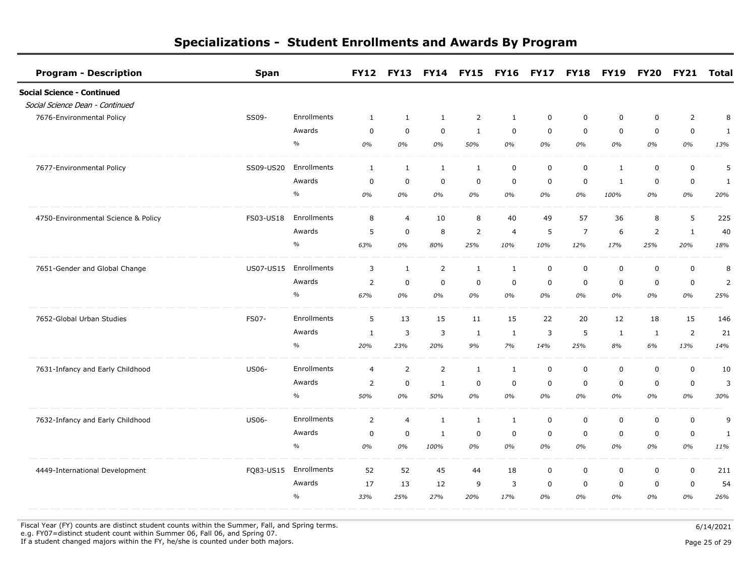# Specializations - Student Enrollments and Awards By Program

| Program - Description | Span | | FY12 | FY13 | FY14 | FY15 | FY16 | FY17 | FY18 | FY19 | FY20 | FY21 | Total |
|---|---|---|---|---|---|---|---|---|---|---|---|---|---|
| **Social Science - Continued** | | | | | | | | | | | | | |
| *Social Science Dean - Continued* | | | | | | | | | | | | | |
| 7676-Environmental Policy | SS09- | Enrollments | 1 | 1 | 1 | 2 | 1 | 0 | 0 | 0 | 0 | 2 | 8 |
| | | Awards | 0 | 0 | 0 | 1 | 0 | 0 | 0 | 0 | 0 | 0 | 1 |
| | | % | *0%* | *0%* | *0%* | *50%* | *0%* | *0%* | *0%* | *0%* | *0%* | *0%* | *13%* |
| 7677-Environmental Policy | SS09-US20 | Enrollments | 1 | 1 | 1 | 1 | 0 | 0 | 0 | 1 | 0 | 0 | 5 |
| | | Awards | 0 | 0 | 0 | 0 | 0 | 0 | 0 | 1 | 0 | 0 | 1 |
| | | % | *0%* | *0%* | *0%* | *0%* | *0%* | *0%* | *0%* | *100%* | *0%* | *0%* | *20%* |
| 4750-Environmental Science & Policy | FS03-US18 | Enrollments | 8 | 4 | 10 | 8 | 40 | 49 | 57 | 36 | 8 | 5 | 225 |
| | | Awards | 5 | 0 | 8 | 2 | 4 | 5 | 7 | 6 | 2 | 1 | 40 |
| | | % | *63%* | *0%* | *80%* | *25%* | *10%* | *10%* | *12%* | *17%* | *25%* | *20%* | *18%* |
| 7651-Gender and Global Change | US07-US15 | Enrollments | 3 | 1 | 2 | 1 | 1 | 0 | 0 | 0 | 0 | 0 | 8 |
| | | Awards | 2 | 0 | 0 | 0 | 0 | 0 | 0 | 0 | 0 | 0 | 2 |
| | | % | *67%* | *0%* | *0%* | *0%* | *0%* | *0%* | *0%* | *0%* | *0%* | *0%* | *25%* |
| 7652-Global Urban Studies | FS07- | Enrollments | 5 | 13 | 15 | 11 | 15 | 22 | 20 | 12 | 18 | 15 | 146 |
| | | Awards | 1 | 3 | 3 | 1 | 1 | 3 | 5 | 1 | 1 | 2 | 21 |
| | | % | *20%* | *23%* | *20%* | *9%* | *7%* | *14%* | *25%* | *8%* | *6%* | *13%* | *14%* |
| 7631-Infancy and Early Childhood | US06- | Enrollments | 4 | 2 | 2 | 1 | 1 | 0 | 0 | 0 | 0 | 0 | 10 |
| | | Awards | 2 | 0 | 1 | 0 | 0 | 0 | 0 | 0 | 0 | 0 | 3 |
| | | % | *50%* | *0%* | *50%* | *0%* | *0%* | *0%* | *0%* | *0%* | *0%* | *0%* | *30%* |
| 7632-Infancy and Early Childhood | US06- | Enrollments | 2 | 4 | 1 | 1 | 1 | 0 | 0 | 0 | 0 | 0 | 9 |
| | | Awards | 0 | 0 | 1 | 0 | 0 | 0 | 0 | 0 | 0 | 0 | 1 |
| | | % | *0%* | *0%* | *100%* | *0%* | *0%* | *0%* | *0%* | *0%* | *0%* | *0%* | *11%* |
| 4449-International Development | FQ83-US15 | Enrollments | 52 | 52 | 45 | 44 | 18 | 0 | 0 | 0 | 0 | 0 | 211 |
| | | Awards | 17 | 13 | 12 | 9 | 3 | 0 | 0 | 0 | 0 | 0 | 54 |
| | | % | *33%* | *25%* | *27%* | *20%* | *17%* | *0%* | *0%* | *0%* | *0%* | *0%* | *26%* |

Fiscal Year (FY) counts are distinct student counts within the Summer, Fall, and Spring terms.
e.g. FY07=distinct student count within Summer 06, Fall 06, and Spring 07.
If a student changed majors within the FY, he/she is counted under both majors.

6/14/2021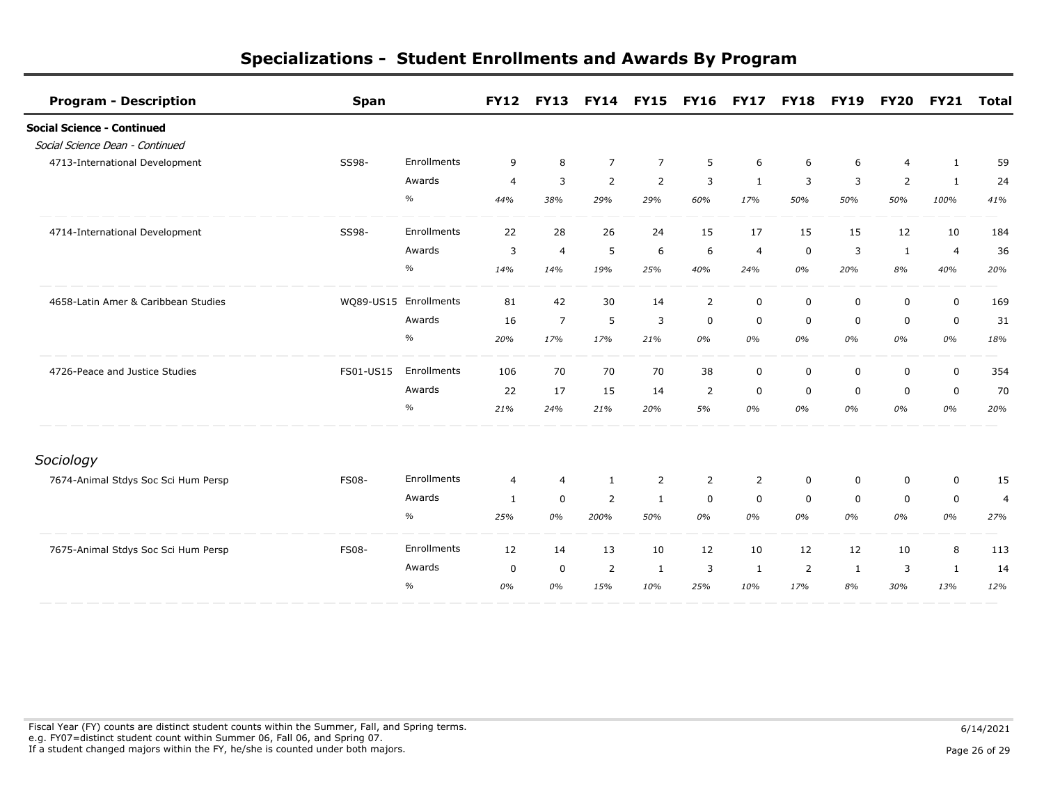# Specializations - Student Enrollments and Awards By Program

| Program - Description | Span | | FY12 | FY13 | FY14 | FY15 | FY16 | FY17 | FY18 | FY19 | FY20 | FY21 | Total |
|---|---|---|---|---|---|---|---|---|---|---|---|---|---|
| **Social Science - Continued** | | | | | | | | | | | | | |
| *Social Science Dean - Continued* | | | | | | | | | | | | | |
| 4713-International Development | SS98- | Enrollments | 9 | 8 | 7 | 7 | 5 | 6 | 6 | 6 | 4 | 1 | 59 |
| | | Awards | 4 | 3 | 2 | 2 | 3 | 1 | 3 | 3 | 2 | 1 | 24 |
| | | % | *44%* | *38%* | *29%* | *29%* | *60%* | *17%* | *50%* | *50%* | *50%* | *100%* | *41%* |
| 4714-International Development | SS98- | Enrollments | 22 | 28 | 26 | 24 | 15 | 17 | 15 | 15 | 12 | 10 | 184 |
| | | Awards | 3 | 4 | 5 | 6 | 6 | 4 | 0 | 3 | 1 | 4 | 36 |
| | | % | *14%* | *14%* | *19%* | *25%* | *40%* | *24%* | *0%* | *20%* | *8%* | *40%* | *20%* |
| 4658-Latin Amer & Caribbean Studies | WQ89-US15 | Enrollments | 81 | 42 | 30 | 14 | 2 | 0 | 0 | 0 | 0 | 0 | 169 |
| | | Awards | 16 | 7 | 5 | 3 | 0 | 0 | 0 | 0 | 0 | 0 | 31 |
| | | % | *20%* | *17%* | *17%* | *21%* | *0%* | *0%* | *0%* | *0%* | *0%* | *0%* | *18%* |
| 4726-Peace and Justice Studies | FS01-US15 | Enrollments | 106 | 70 | 70 | 70 | 38 | 0 | 0 | 0 | 0 | 0 | 354 |
| | | Awards | 22 | 17 | 15 | 14 | 2 | 0 | 0 | 0 | 0 | 0 | 70 |
| | | % | *21%* | *24%* | *21%* | *20%* | *5%* | *0%* | *0%* | *0%* | *0%* | *0%* | *20%* |
| *Sociology* | | | | | | | | | | | | | |
| 7674-Animal Stdys Soc Sci Hum Persp | FS08- | Enrollments | 4 | 4 | 1 | 2 | 2 | 2 | 0 | 0 | 0 | 0 | 15 |
| | | Awards | 1 | 0 | 2 | 1 | 0 | 0 | 0 | 0 | 0 | 0 | 4 |
| | | % | *25%* | *0%* | *200%* | *50%* | *0%* | *0%* | *0%* | *0%* | *0%* | *0%* | *27%* |
| 7675-Animal Stdys Soc Sci Hum Persp | FS08- | Enrollments | 12 | 14 | 13 | 10 | 12 | 10 | 12 | 12 | 10 | 8 | 113 |
| | | Awards | 0 | 0 | 2 | 1 | 3 | 1 | 2 | 1 | 3 | 1 | 14 |
| | | % | *0%* | *0%* | *15%* | *10%* | *25%* | *10%* | *17%* | *8%* | *30%* | *13%* | *12%* |

Fiscal Year (FY) counts are distinct student counts within the Summer, Fall, and Spring terms.
e.g. FY07=distinct student count within Summer 06, Fall 06, and Spring 07.
If a student changed majors within the FY, he/she is counted under both majors.

6/14/2021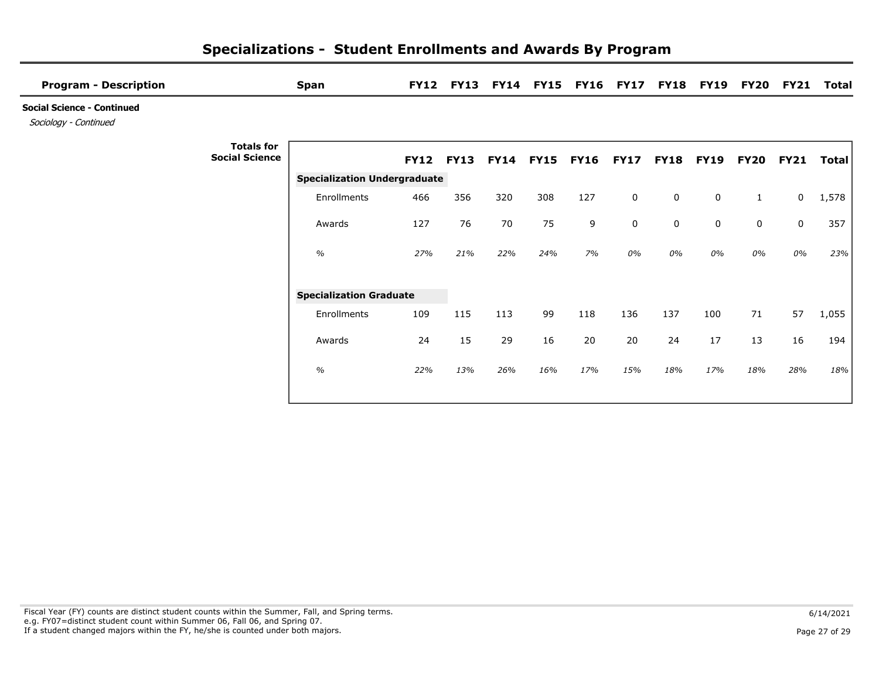# Specializations - Student Enrollments and Awards By Program

| Program - Description | Span | FY12 | FY13 | FY14 | FY15 | FY16 | FY17 | FY18 | FY19 | FY20 | FY21 | Total |
|---|---|---|---|---|---|---|---|---|---|---|---|---|

**Social Science - Continued**

*Sociology - Continued*

**Totals for Social Science**

| | FY12 | FY13 | FY14 | FY15 | FY16 | FY17 | FY18 | FY19 | FY20 | FY21 | Total |
|---|---|---|---|---|---|---|---|---|---|---|---|
| **Specialization Undergraduate** | | | | | | | | | | | |
| Enrollments | 466 | 356 | 320 | 308 | 127 | 0 | 0 | 0 | 1 | 0 | 1,578 |
| Awards | 127 | 76 | 70 | 75 | 9 | 0 | 0 | 0 | 0 | 0 | 357 |
| *%* | *27%* | *21%* | *22%* | *24%* | *7%* | *0%* | *0%* | *0%* | *0%* | *0%* | *23%* |
| **Specialization Graduate** | | | | | | | | | | | |
| Enrollments | 109 | 115 | 113 | 99 | 118 | 136 | 137 | 100 | 71 | 57 | 1,055 |
| Awards | 24 | 15 | 29 | 16 | 20 | 20 | 24 | 17 | 13 | 16 | 194 |
| *%* | *22%* | *13%* | *26%* | *16%* | *17%* | *15%* | *18%* | *17%* | *18%* | *28%* | *18%* |

Fiscal Year (FY) counts are distinct student counts within the Summer, Fall, and Spring terms.
e.g. FY07=distinct student count within Summer 06, Fall 06, and Spring 07.
If a student changed majors within the FY, he/she is counted under both majors.

6/14/2021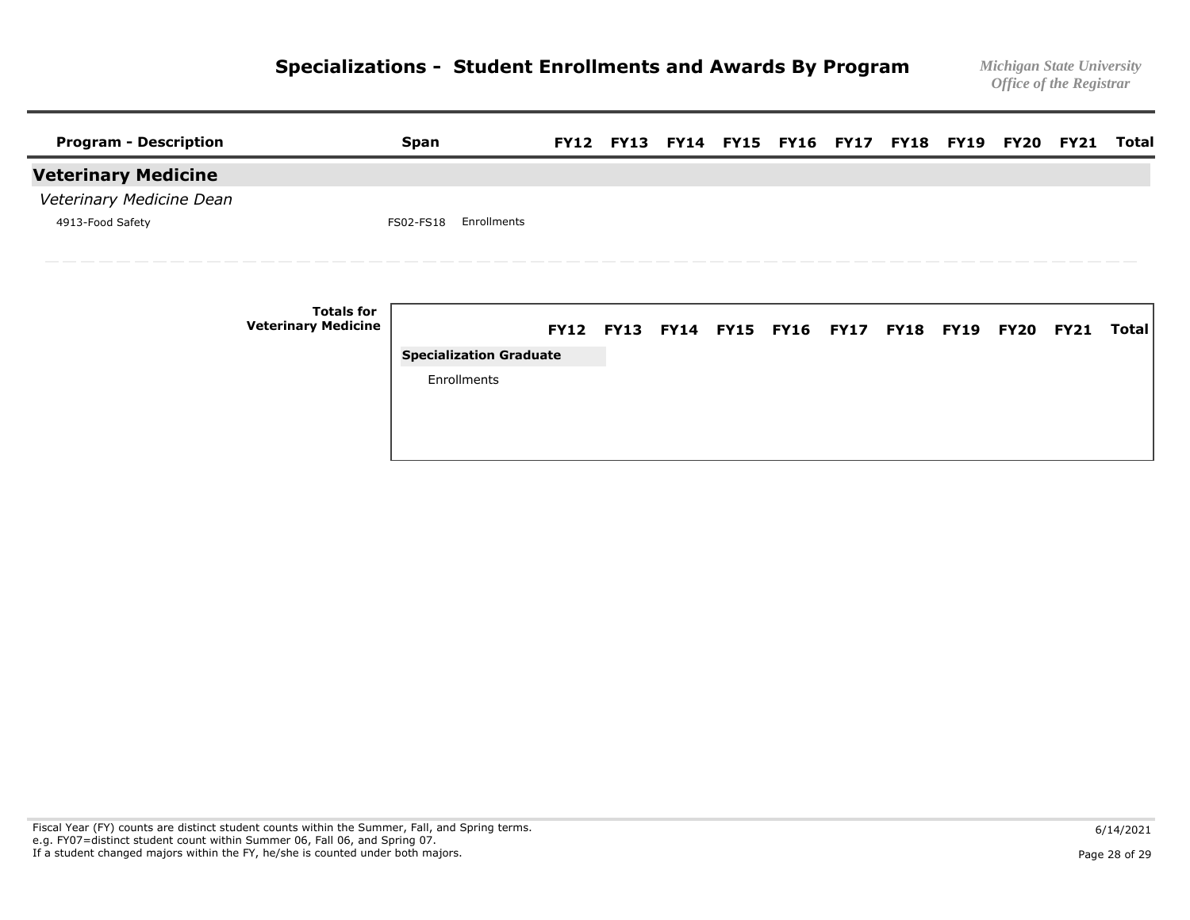# Specializations - Student Enrollments and Awards By Program

*Michigan State University*
*Office of the Registrar*

| Program - Description | Span | | FY12 | FY13 | FY14 | FY15 | FY16 | FY17 | FY18 | FY19 | FY20 | FY21 | Total |
|---|---|---|---|---|---|---|---|---|---|---|---|---|---|
| **Veterinary Medicine** | | | | | | | | | | | | | |
| *Veterinary Medicine Dean* | | | | | | | | | | | | | |
| 4913-Food Safety | FS02-FS18 | Enrollments | | | | | | | | | | | |

**Totals for Veterinary Medicine**

| | FY12 | FY13 | FY14 | FY15 | FY16 | FY17 | FY18 | FY19 | FY20 | FY21 | Total |
|---|---|---|---|---|---|---|---|---|---|---|---|
| **Specialization Graduate** | | | | | | | | | | | |
| Enrollments | | | | | | | | | | | |

Fiscal Year (FY) counts are distinct student counts within the Summer, Fall, and Spring terms.
e.g. FY07=distinct student count within Summer 06, Fall 06, and Spring 07.
If a student changed majors within the FY, he/she is counted under both majors.

6/14/2021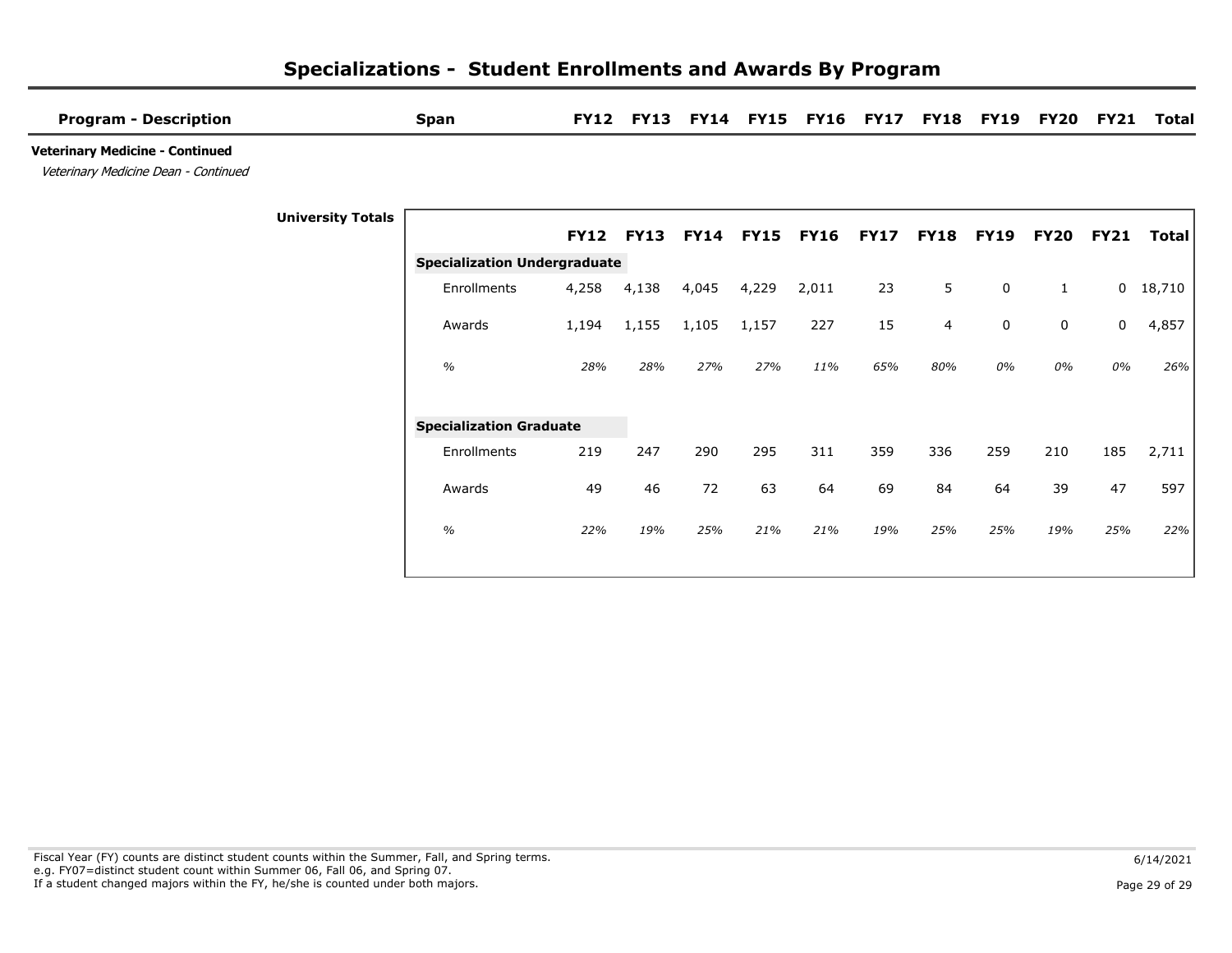# Specializations - Student Enrollments and Awards By Program

| Program - Description | Span | FY12 | FY13 | FY14 | FY15 | FY16 | FY17 | FY18 | FY19 | FY20 | FY21 | Total |
|---|---|---|---|---|---|---|---|---|---|---|---|---|

**Veterinary Medicine - Continued**

*Veterinary Medicine Dean - Continued*

**University Totals**

| | FY12 | FY13 | FY14 | FY15 | FY16 | FY17 | FY18 | FY19 | FY20 | FY21 | Total |
|---|---|---|---|---|---|---|---|---|---|---|---|
| **Specialization Undergraduate** | | | | | | | | | | | |
| Enrollments | 4,258 | 4,138 | 4,045 | 4,229 | 2,011 | 23 | 5 | 0 | 1 | 0 | 18,710 |
| Awards | 1,194 | 1,155 | 1,105 | 1,157 | 227 | 15 | 4 | 0 | 0 | 0 | 4,857 |
| *%* | *28%* | *28%* | *27%* | *27%* | *11%* | *65%* | *80%* | *0%* | *0%* | *0%* | *26%* |
| **Specialization Graduate** | | | | | | | | | | | |
| Enrollments | 219 | 247 | 290 | 295 | 311 | 359 | 336 | 259 | 210 | 185 | 2,711 |
| Awards | 49 | 46 | 72 | 63 | 64 | 69 | 84 | 64 | 39 | 47 | 597 |
| *%* | *22%* | *19%* | *25%* | *21%* | *21%* | *19%* | *25%* | *25%* | *19%* | *25%* | *22%* |

Fiscal Year (FY) counts are distinct student counts within the Summer, Fall, and Spring terms.
e.g. FY07=distinct student count within Summer 06, Fall 06, and Spring 07.
If a student changed majors within the FY, he/she is counted under both majors.

6/14/2021